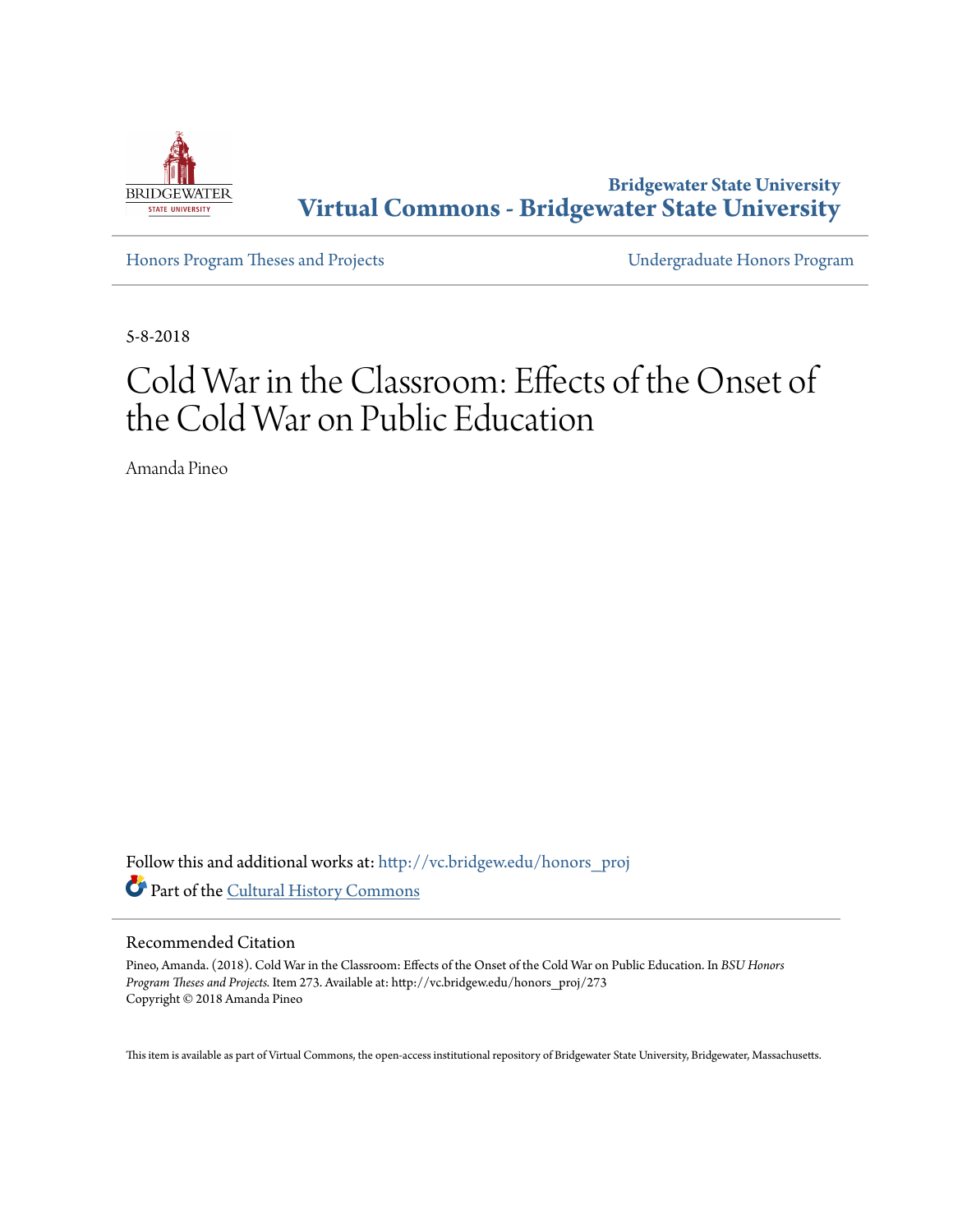Bridgewater State University

**Virtual Commons - Bridgewater State University**

Honors Program Theses and Projects

Undergraduate Honors Program

5-8-2018

# Cold War in the Classroom: Effects of the Onset of the Cold War on Public Education

Amanda Pineo

Follow this and additional works at: http://vc.bridgew.edu/honors_proj

Part of the Cultural History Commons

## Recommended Citation

Pineo, Amanda. (2018). Cold War in the Classroom: Effects of the Onset of the Cold War on Public Education. In *BSU Honors Program Theses and Projects.* Item 273. Available at: http://vc.bridgew.edu/honors_proj/273

Copyright © 2018 Amanda Pineo

This item is available as part of Virtual Commons, the open-access institutional repository of Bridgewater State University, Bridgewater, Massachusetts.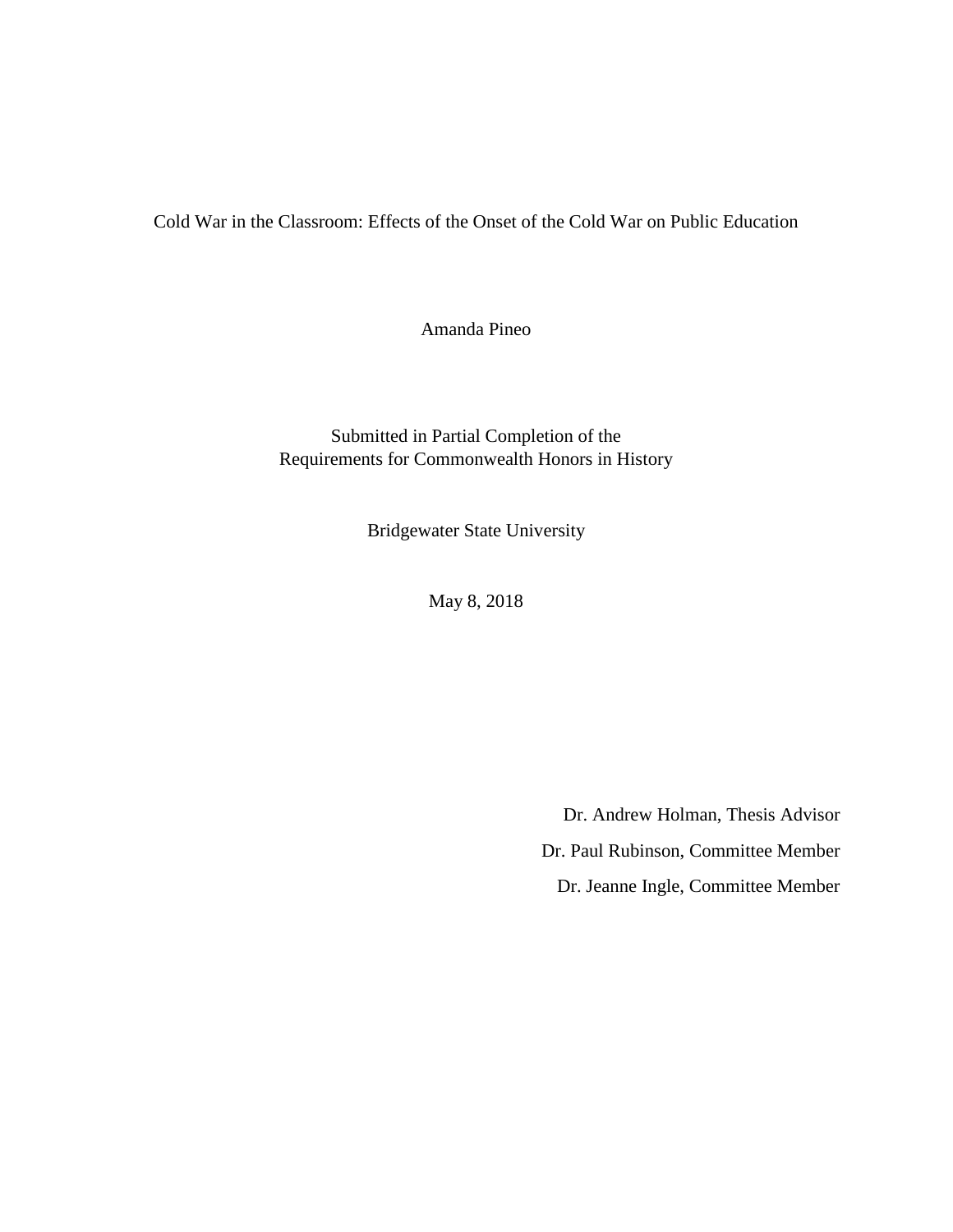Cold War in the Classroom: Effects of the Onset of the Cold War on Public Education

Amanda Pineo

Submitted in Partial Completion of the
Requirements for Commonwealth Honors in History

Bridgewater State University

May 8, 2018

Dr. Andrew Holman, Thesis Advisor

Dr. Paul Rubinson, Committee Member

Dr. Jeanne Ingle, Committee Member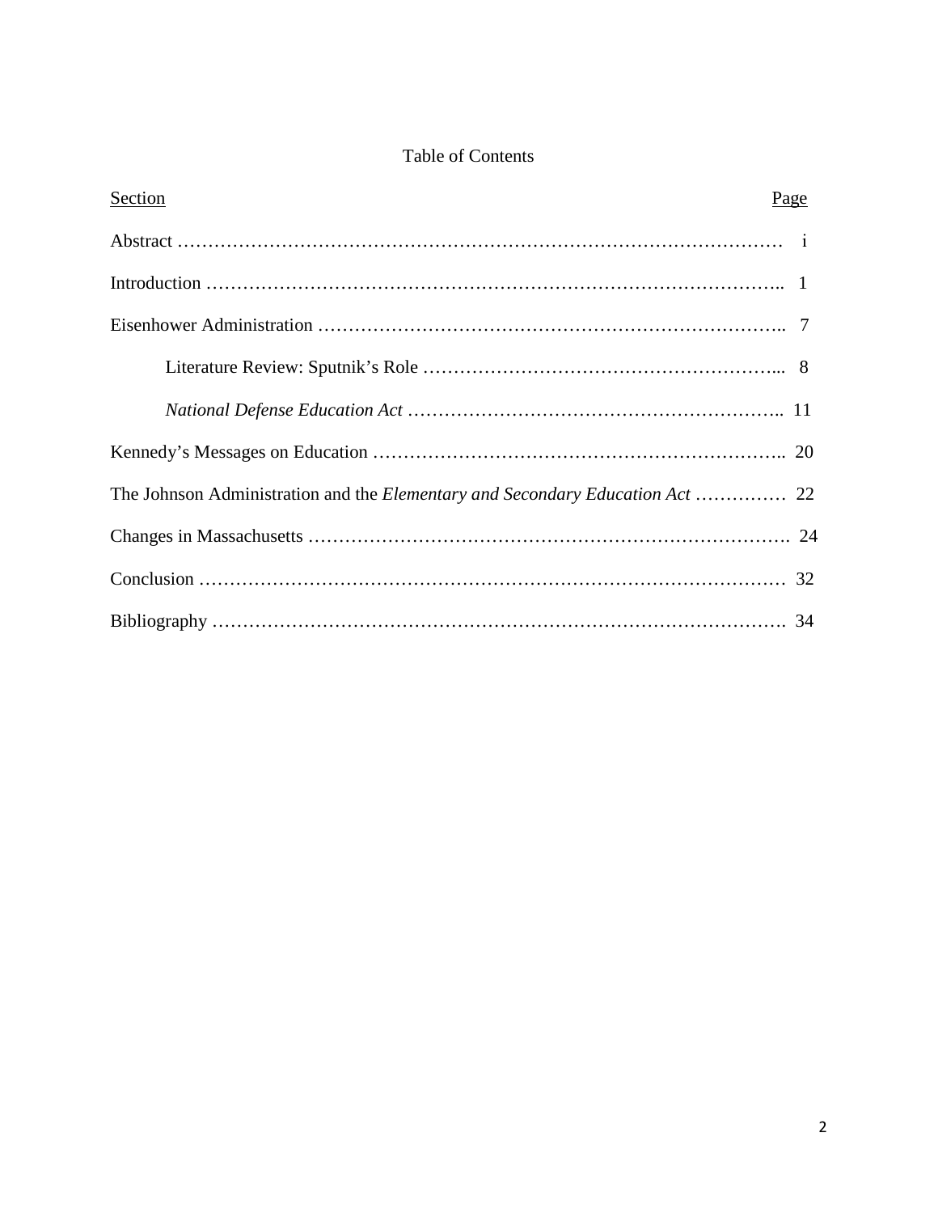# Table of Contents

| Section | Page |
|---|---|
| Abstract | i |
| Introduction | 1 |
| Eisenhower Administration | 7 |
| Literature Review: Sputnik's Role | 8 |
| *National Defense Education Act* | 11 |
| Kennedy's Messages on Education | 20 |
| The Johnson Administration and the *Elementary and Secondary Education Act* | 22 |
| Changes in Massachusetts | 24 |
| Conclusion | 32 |
| Bibliography | 34 |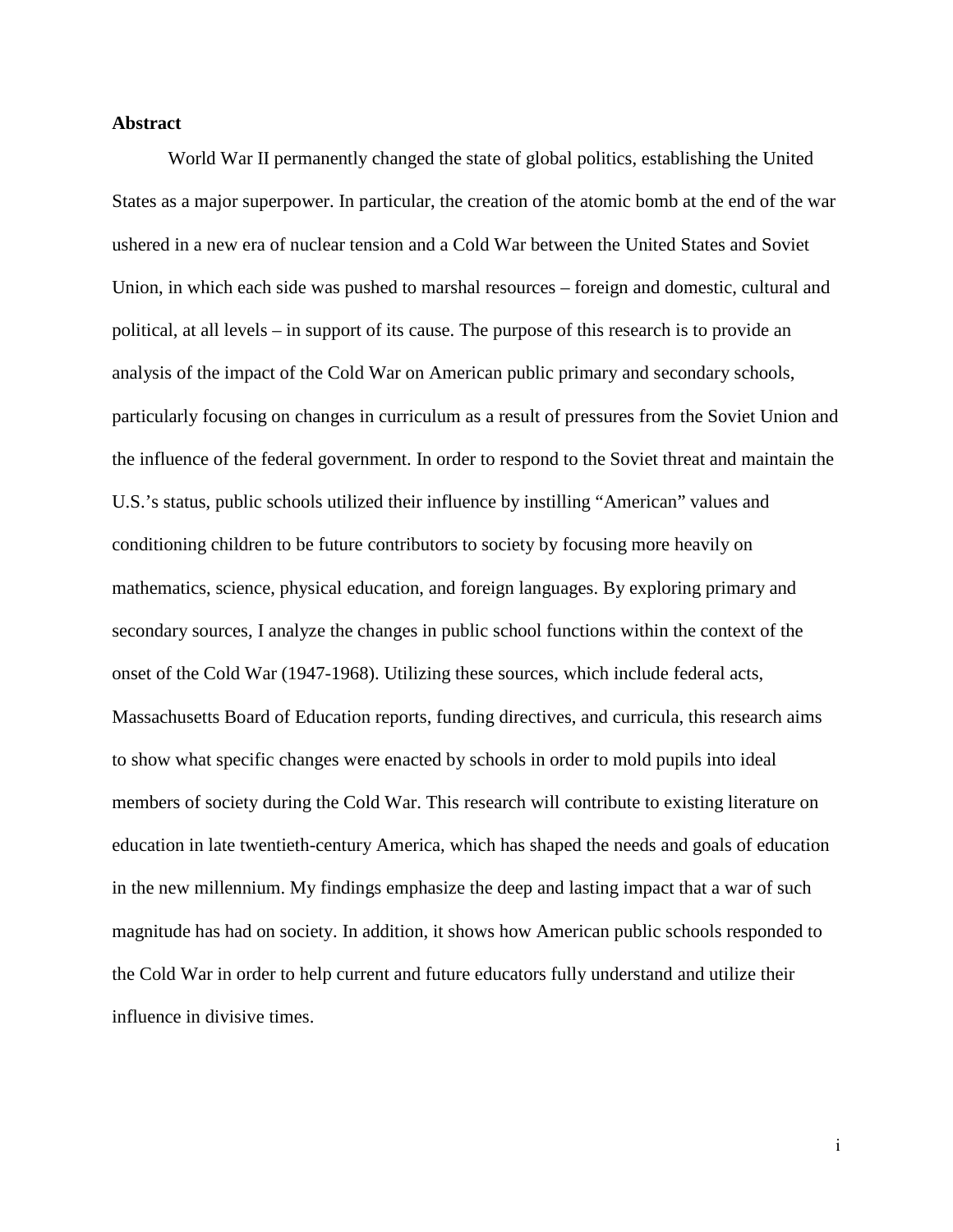**Abstract**

World War II permanently changed the state of global politics, establishing the United States as a major superpower. In particular, the creation of the atomic bomb at the end of the war ushered in a new era of nuclear tension and a Cold War between the United States and Soviet Union, in which each side was pushed to marshal resources – foreign and domestic, cultural and political, at all levels – in support of its cause. The purpose of this research is to provide an analysis of the impact of the Cold War on American public primary and secondary schools, particularly focusing on changes in curriculum as a result of pressures from the Soviet Union and the influence of the federal government. In order to respond to the Soviet threat and maintain the U.S.'s status, public schools utilized their influence by instilling "American" values and conditioning children to be future contributors to society by focusing more heavily on mathematics, science, physical education, and foreign languages. By exploring primary and secondary sources, I analyze the changes in public school functions within the context of the onset of the Cold War (1947-1968). Utilizing these sources, which include federal acts, Massachusetts Board of Education reports, funding directives, and curricula, this research aims to show what specific changes were enacted by schools in order to mold pupils into ideal members of society during the Cold War. This research will contribute to existing literature on education in late twentieth-century America, which has shaped the needs and goals of education in the new millennium. My findings emphasize the deep and lasting impact that a war of such magnitude has had on society. In addition, it shows how American public schools responded to the Cold War in order to help current and future educators fully understand and utilize their influence in divisive times.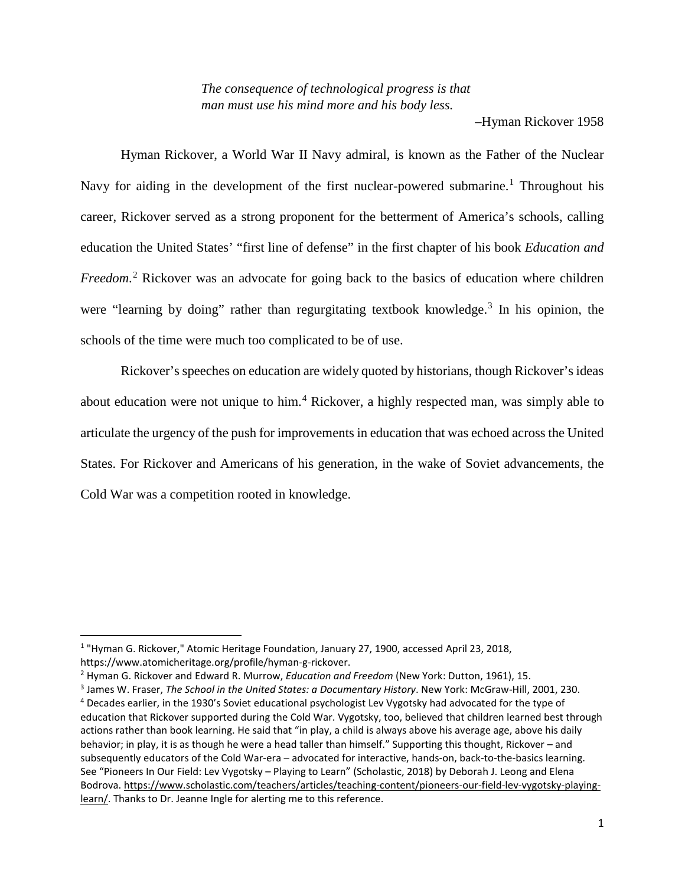*The consequence of technological progress is that man must use his mind more and his body less.*

–Hyman Rickover 1958

Hyman Rickover, a World War II Navy admiral, is known as the Father of the Nuclear Navy for aiding in the development of the first nuclear-powered submarine.[1] Throughout his career, Rickover served as a strong proponent for the betterment of America's schools, calling education the United States' "first line of defense" in the first chapter of his book *Education and Freedom*.[2] Rickover was an advocate for going back to the basics of education where children were "learning by doing" rather than regurgitating textbook knowledge.[3] In his opinion, the schools of the time were much too complicated to be of use.

Rickover's speeches on education are widely quoted by historians, though Rickover's ideas about education were not unique to him.[4] Rickover, a highly respected man, was simply able to articulate the urgency of the push for improvements in education that was echoed across the United States. For Rickover and Americans of his generation, in the wake of Soviet advancements, the Cold War was a competition rooted in knowledge.

---

[1] "Hyman G. Rickover," Atomic Heritage Foundation, January 27, 1900, accessed April 23, 2018, https://www.atomicheritage.org/profile/hyman-g-rickover.

[2] Hyman G. Rickover and Edward R. Murrow, *Education and Freedom* (New York: Dutton, 1961), 15.

[3] James W. Fraser, *The School in the United States: a Documentary History*. New York: McGraw-Hill, 2001, 230.

[4] Decades earlier, in the 1930's Soviet educational psychologist Lev Vygotsky had advocated for the type of education that Rickover supported during the Cold War. Vygotsky, too, believed that children learned best through actions rather than book learning. He said that "in play, a child is always above his average age, above his daily behavior; in play, it is as though he were a head taller than himself." Supporting this thought, Rickover – and subsequently educators of the Cold War-era – advocated for interactive, hands-on, back-to-the-basics learning. See "Pioneers In Our Field: Lev Vygotsky – Playing to Learn" (Scholastic, 2018) by Deborah J. Leong and Elena Bodrova. https://www.scholastic.com/teachers/articles/teaching-content/pioneers-our-field-lev-vygotsky-playing-learn/. Thanks to Dr. Jeanne Ingle for alerting me to this reference.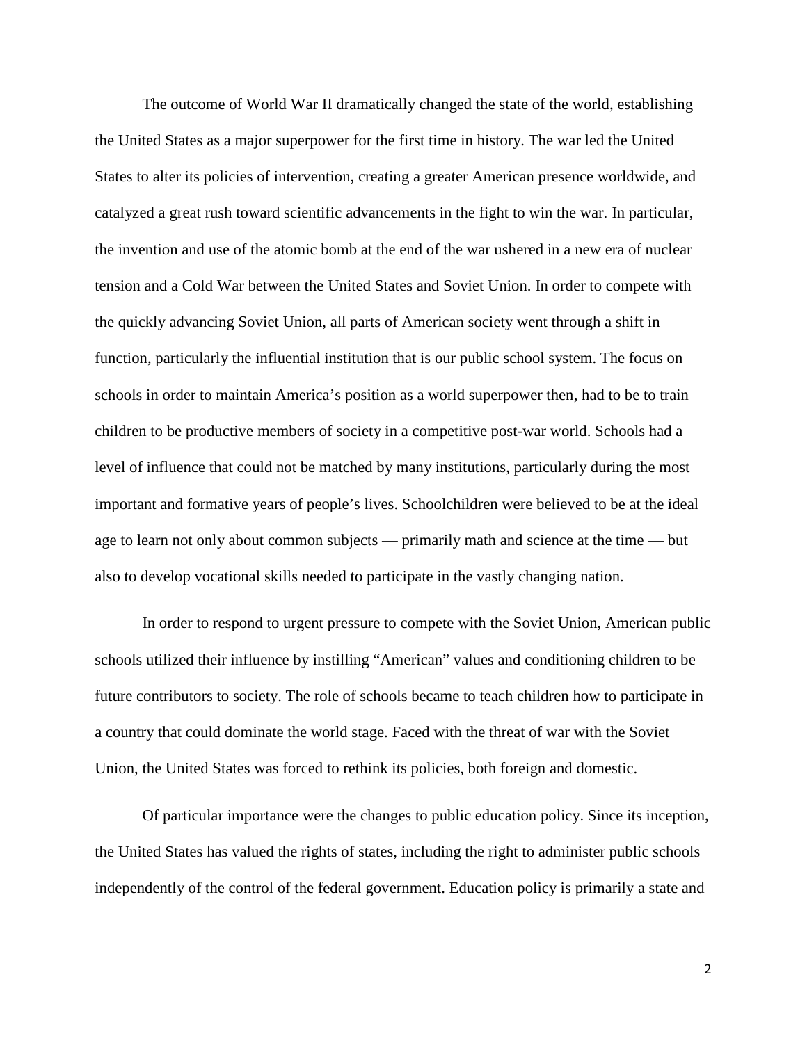The outcome of World War II dramatically changed the state of the world, establishing the United States as a major superpower for the first time in history. The war led the United States to alter its policies of intervention, creating a greater American presence worldwide, and catalyzed a great rush toward scientific advancements in the fight to win the war. In particular, the invention and use of the atomic bomb at the end of the war ushered in a new era of nuclear tension and a Cold War between the United States and Soviet Union. In order to compete with the quickly advancing Soviet Union, all parts of American society went through a shift in function, particularly the influential institution that is our public school system. The focus on schools in order to maintain America's position as a world superpower then, had to be to train children to be productive members of society in a competitive post-war world. Schools had a level of influence that could not be matched by many institutions, particularly during the most important and formative years of people's lives. Schoolchildren were believed to be at the ideal age to learn not only about common subjects — primarily math and science at the time — but also to develop vocational skills needed to participate in the vastly changing nation.

In order to respond to urgent pressure to compete with the Soviet Union, American public schools utilized their influence by instilling "American" values and conditioning children to be future contributors to society. The role of schools became to teach children how to participate in a country that could dominate the world stage. Faced with the threat of war with the Soviet Union, the United States was forced to rethink its policies, both foreign and domestic.

Of particular importance were the changes to public education policy. Since its inception, the United States has valued the rights of states, including the right to administer public schools independently of the control of the federal government. Education policy is primarily a state and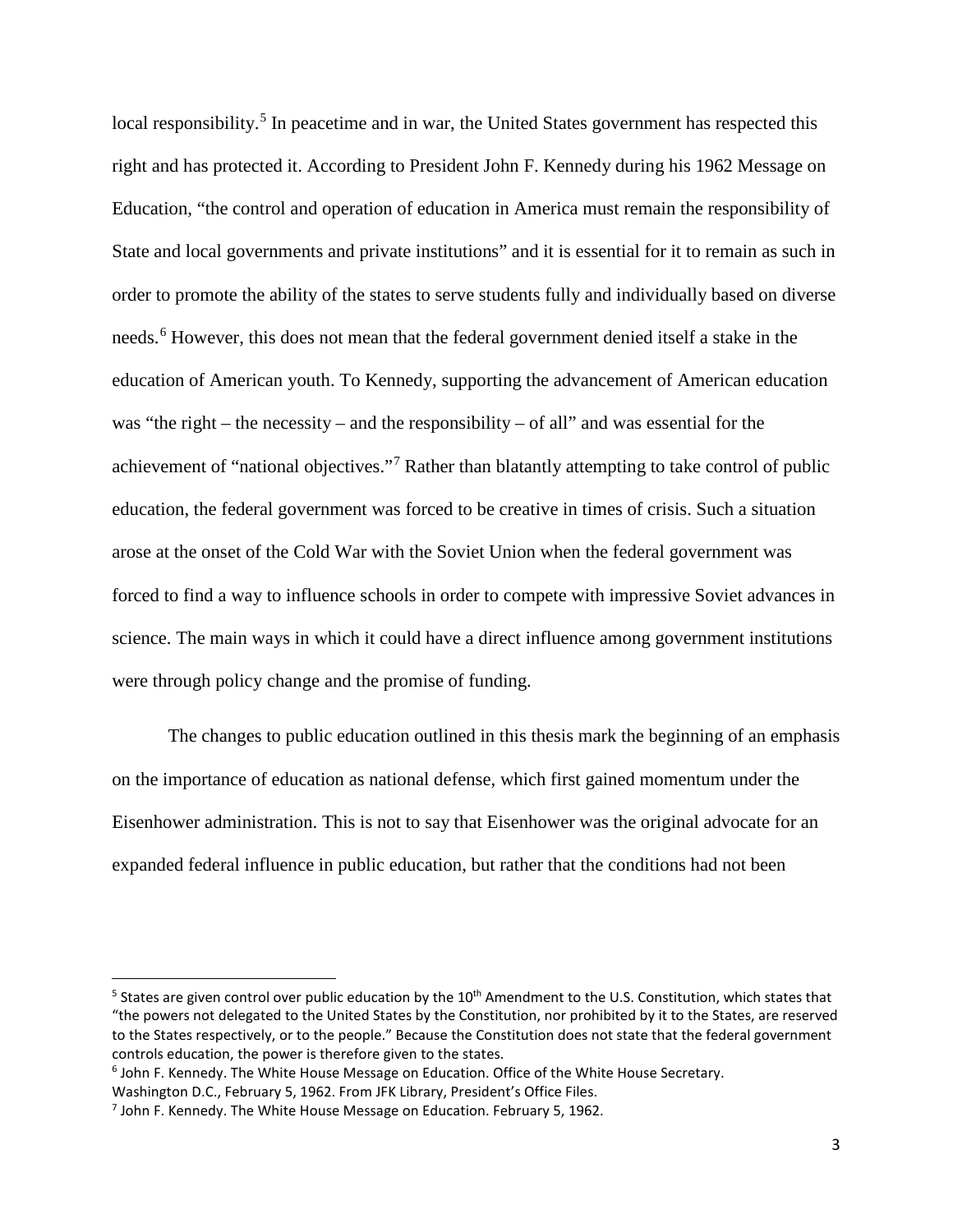local responsibility.[5] In peacetime and in war, the United States government has respected this right and has protected it. According to President John F. Kennedy during his 1962 Message on Education, "the control and operation of education in America must remain the responsibility of State and local governments and private institutions" and it is essential for it to remain as such in order to promote the ability of the states to serve students fully and individually based on diverse needs.[6] However, this does not mean that the federal government denied itself a stake in the education of American youth. To Kennedy, supporting the advancement of American education was "the right – the necessity – and the responsibility – of all" and was essential for the achievement of "national objectives."[7] Rather than blatantly attempting to take control of public education, the federal government was forced to be creative in times of crisis. Such a situation arose at the onset of the Cold War with the Soviet Union when the federal government was forced to find a way to influence schools in order to compete with impressive Soviet advances in science. The main ways in which it could have a direct influence among government institutions were through policy change and the promise of funding.

The changes to public education outlined in this thesis mark the beginning of an emphasis on the importance of education as national defense, which first gained momentum under the Eisenhower administration. This is not to say that Eisenhower was the original advocate for an expanded federal influence in public education, but rather that the conditions had not been

---

[5] States are given control over public education by the 10th Amendment to the U.S. Constitution, which states that "the powers not delegated to the United States by the Constitution, nor prohibited by it to the States, are reserved to the States respectively, or to the people." Because the Constitution does not state that the federal government controls education, the power is therefore given to the states.

[6] John F. Kennedy. The White House Message on Education. Office of the White House Secretary. Washington D.C., February 5, 1962. From JFK Library, President's Office Files.

[7] John F. Kennedy. The White House Message on Education. February 5, 1962.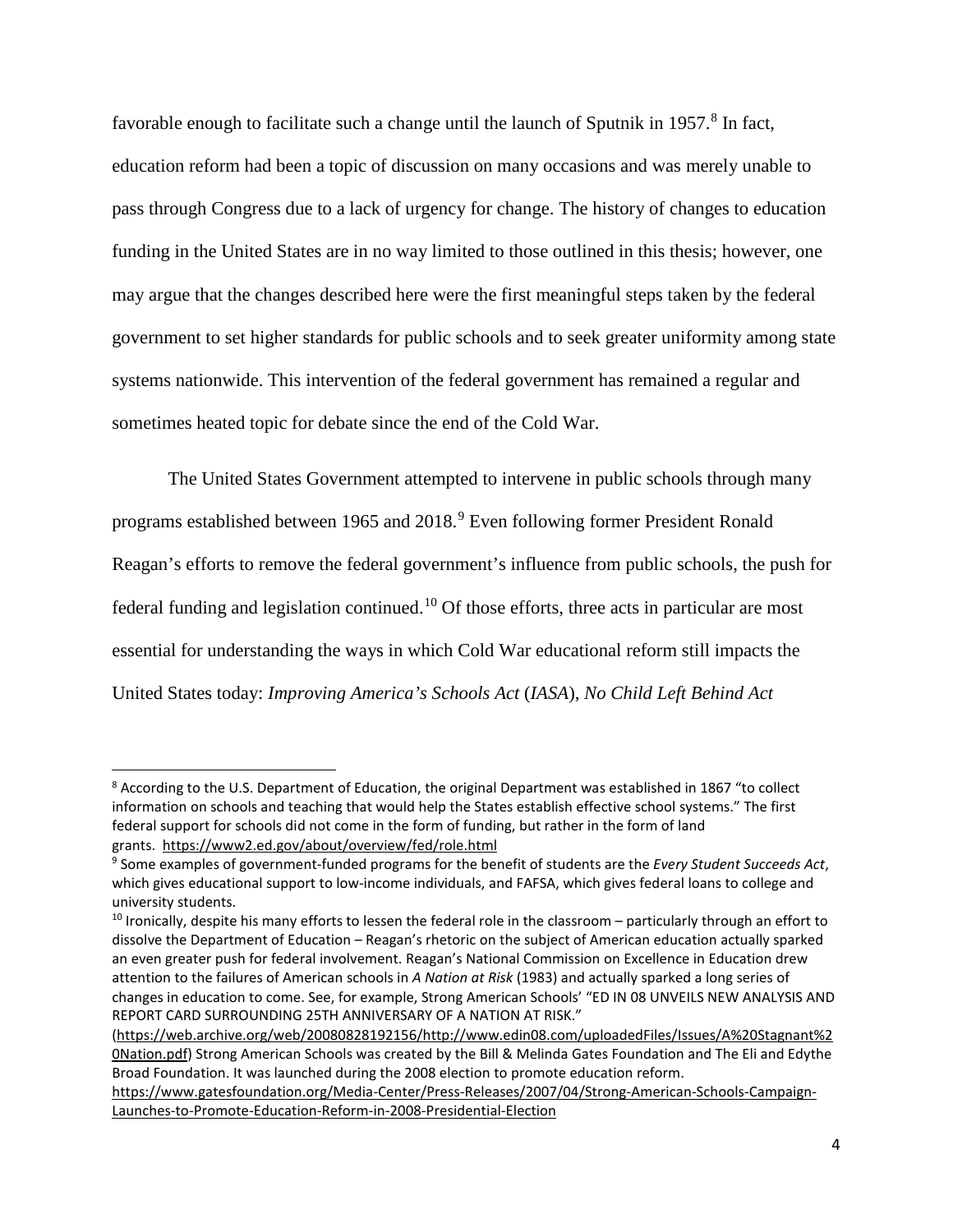favorable enough to facilitate such a change until the launch of Sputnik in 1957.[8] In fact, education reform had been a topic of discussion on many occasions and was merely unable to pass through Congress due to a lack of urgency for change. The history of changes to education funding in the United States are in no way limited to those outlined in this thesis; however, one may argue that the changes described here were the first meaningful steps taken by the federal government to set higher standards for public schools and to seek greater uniformity among state systems nationwide. This intervention of the federal government has remained a regular and sometimes heated topic for debate since the end of the Cold War.

The United States Government attempted to intervene in public schools through many programs established between 1965 and 2018.[9] Even following former President Ronald Reagan's efforts to remove the federal government's influence from public schools, the push for federal funding and legislation continued.[10] Of those efforts, three acts in particular are most essential for understanding the ways in which Cold War educational reform still impacts the United States today: *Improving America's Schools Act* (*IASA*), *No Child Left Behind Act*

---

[8] According to the U.S. Department of Education, the original Department was established in 1867 "to collect information on schools and teaching that would help the States establish effective school systems." The first federal support for schools did not come in the form of funding, but rather in the form of land grants. https://www2.ed.gov/about/overview/fed/role.html

[9] Some examples of government-funded programs for the benefit of students are the *Every Student Succeeds Act*, which gives educational support to low-income individuals, and FAFSA, which gives federal loans to college and university students.

[10] Ironically, despite his many efforts to lessen the federal role in the classroom – particularly through an effort to dissolve the Department of Education – Reagan's rhetoric on the subject of American education actually sparked an even greater push for federal involvement. Reagan's National Commission on Excellence in Education drew attention to the failures of American schools in *A Nation at Risk* (1983) and actually sparked a long series of changes in education to come. See, for example, Strong American Schools' "ED IN 08 UNVEILS NEW ANALYSIS AND REPORT CARD SURROUNDING 25TH ANNIVERSARY OF A NATION AT RISK." (https://web.archive.org/web/20080828192156/http://www.edin08.com/uploadedFiles/Issues/A%20Stagnant%20Nation.pdf) Strong American Schools was created by the Bill & Melinda Gates Foundation and The Eli and Edythe Broad Foundation. It was launched during the 2008 election to promote education reform. https://www.gatesfoundation.org/Media-Center/Press-Releases/2007/04/Strong-American-Schools-Campaign-Launches-to-Promote-Education-Reform-in-2008-Presidential-Election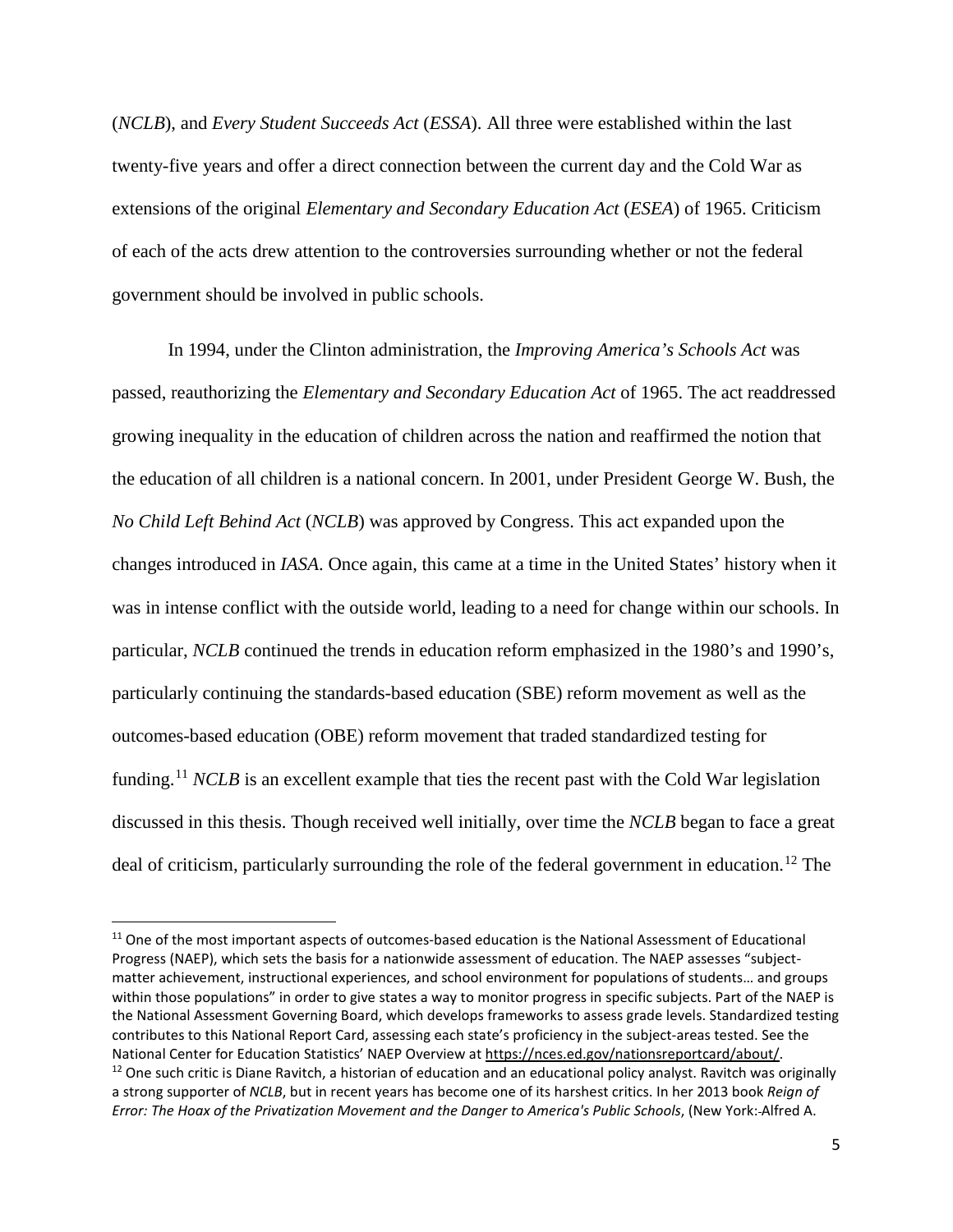(*NCLB*), and *Every Student Succeeds Act* (*ESSA*). All three were established within the last twenty-five years and offer a direct connection between the current day and the Cold War as extensions of the original *Elementary and Secondary Education Act* (*ESEA*) of 1965. Criticism of each of the acts drew attention to the controversies surrounding whether or not the federal government should be involved in public schools.

In 1994, under the Clinton administration, the *Improving America's Schools Act* was passed, reauthorizing the *Elementary and Secondary Education Act* of 1965. The act readdressed growing inequality in the education of children across the nation and reaffirmed the notion that the education of all children is a national concern. In 2001, under President George W. Bush, the *No Child Left Behind Act* (*NCLB*) was approved by Congress. This act expanded upon the changes introduced in *IASA*. Once again, this came at a time in the United States' history when it was in intense conflict with the outside world, leading to a need for change within our schools. In particular, *NCLB* continued the trends in education reform emphasized in the 1980's and 1990's, particularly continuing the standards-based education (SBE) reform movement as well as the outcomes-based education (OBE) reform movement that traded standardized testing for funding.[11] *NCLB* is an excellent example that ties the recent past with the Cold War legislation discussed in this thesis. Though received well initially, over time the *NCLB* began to face a great deal of criticism, particularly surrounding the role of the federal government in education.[12] The

---

[11] One of the most important aspects of outcomes-based education is the National Assessment of Educational Progress (NAEP), which sets the basis for a nationwide assessment of education. The NAEP assesses "subject-matter achievement, instructional experiences, and school environment for populations of students… and groups within those populations" in order to give states a way to monitor progress in specific subjects. Part of the NAEP is the National Assessment Governing Board, which develops frameworks to assess grade levels. Standardized testing contributes to this National Report Card, assessing each state's proficiency in the subject-areas tested. See the National Center for Education Statistics' NAEP Overview at https://nces.ed.gov/nationsreportcard/about/.

[12] One such critic is Diane Ravitch, a historian of education and an educational policy analyst. Ravitch was originally a strong supporter of *NCLB*, but in recent years has become one of its harshest critics. In her 2013 book *Reign of Error: The Hoax of the Privatization Movement and the Danger to America's Public Schools*, (New York: Alfred A.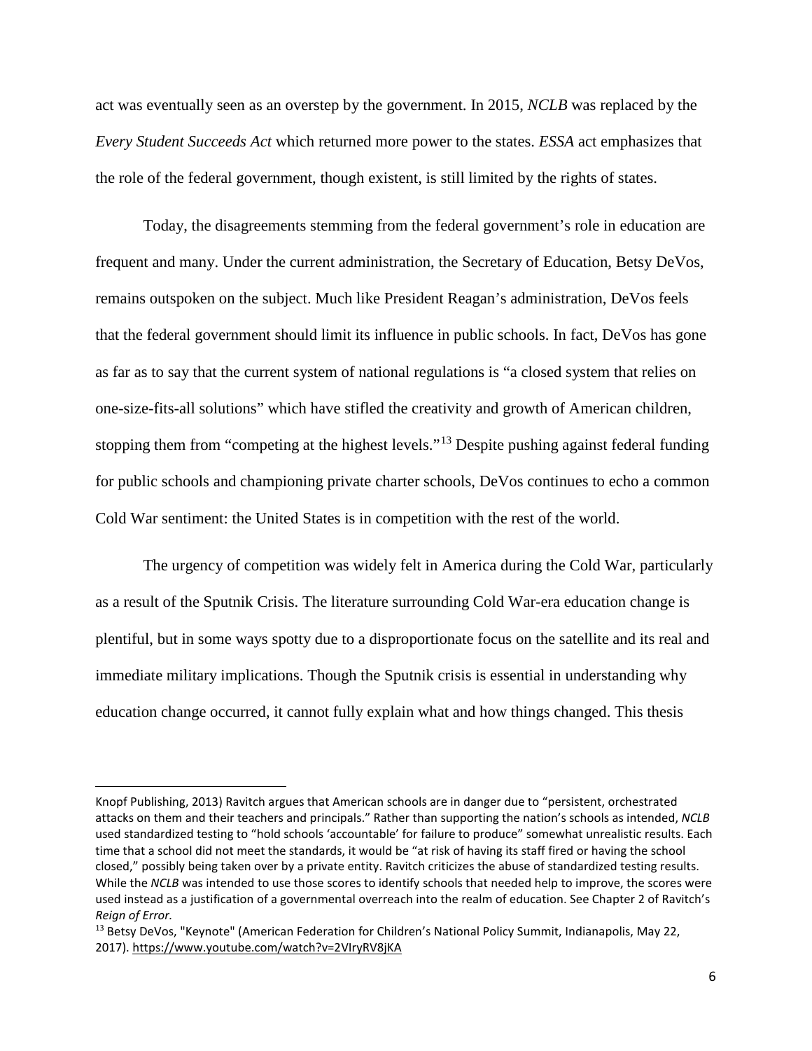act was eventually seen as an overstep by the government. In 2015, *NCLB* was replaced by the *Every Student Succeeds Act* which returned more power to the states. *ESSA* act emphasizes that the role of the federal government, though existent, is still limited by the rights of states.

Today, the disagreements stemming from the federal government's role in education are frequent and many. Under the current administration, the Secretary of Education, Betsy DeVos, remains outspoken on the subject. Much like President Reagan's administration, DeVos feels that the federal government should limit its influence in public schools. In fact, DeVos has gone as far as to say that the current system of national regulations is "a closed system that relies on one-size-fits-all solutions" which have stifled the creativity and growth of American children, stopping them from "competing at the highest levels."[13] Despite pushing against federal funding for public schools and championing private charter schools, DeVos continues to echo a common Cold War sentiment: the United States is in competition with the rest of the world.

The urgency of competition was widely felt in America during the Cold War, particularly as a result of the Sputnik Crisis. The literature surrounding Cold War-era education change is plentiful, but in some ways spotty due to a disproportionate focus on the satellite and its real and immediate military implications. Though the Sputnik crisis is essential in understanding why education change occurred, it cannot fully explain what and how things changed. This thesis

---

Knopf Publishing, 2013) Ravitch argues that American schools are in danger due to "persistent, orchestrated attacks on them and their teachers and principals." Rather than supporting the nation's schools as intended, *NCLB* used standardized testing to "hold schools 'accountable' for failure to produce" somewhat unrealistic results. Each time that a school did not meet the standards, it would be "at risk of having its staff fired or having the school closed," possibly being taken over by a private entity. Ravitch criticizes the abuse of standardized testing results. While the *NCLB* was intended to use those scores to identify schools that needed help to improve, the scores were used instead as a justification of a governmental overreach into the realm of education. See Chapter 2 of Ravitch's *Reign of Error.*

[13] Betsy DeVos, "Keynote" (American Federation for Children's National Policy Summit, Indianapolis, May 22, 2017). https://www.youtube.com/watch?v=2VIryRV8jKA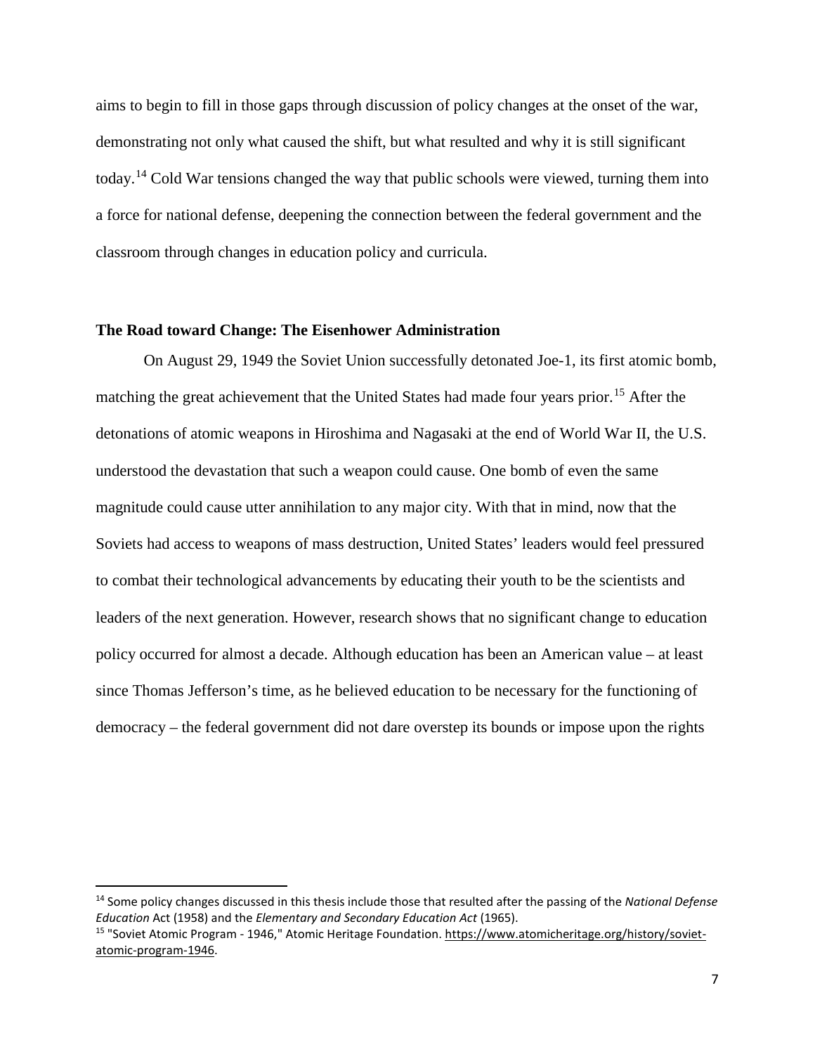aims to begin to fill in those gaps through discussion of policy changes at the onset of the war, demonstrating not only what caused the shift, but what resulted and why it is still significant today.[14] Cold War tensions changed the way that public schools were viewed, turning them into a force for national defense, deepening the connection between the federal government and the classroom through changes in education policy and curricula.

### The Road toward Change: The Eisenhower Administration

On August 29, 1949 the Soviet Union successfully detonated Joe-1, its first atomic bomb, matching the great achievement that the United States had made four years prior.[15] After the detonations of atomic weapons in Hiroshima and Nagasaki at the end of World War II, the U.S. understood the devastation that such a weapon could cause. One bomb of even the same magnitude could cause utter annihilation to any major city. With that in mind, now that the Soviets had access to weapons of mass destruction, United States' leaders would feel pressured to combat their technological advancements by educating their youth to be the scientists and leaders of the next generation. However, research shows that no significant change to education policy occurred for almost a decade. Although education has been an American value – at least since Thomas Jefferson's time, as he believed education to be necessary for the functioning of democracy – the federal government did not dare overstep its bounds or impose upon the rights

---

[14] Some policy changes discussed in this thesis include those that resulted after the passing of the *National Defense Education* Act (1958) and the *Elementary and Secondary Education Act* (1965).

[15] "Soviet Atomic Program - 1946," Atomic Heritage Foundation. https://www.atomicheritage.org/history/soviet-atomic-program-1946.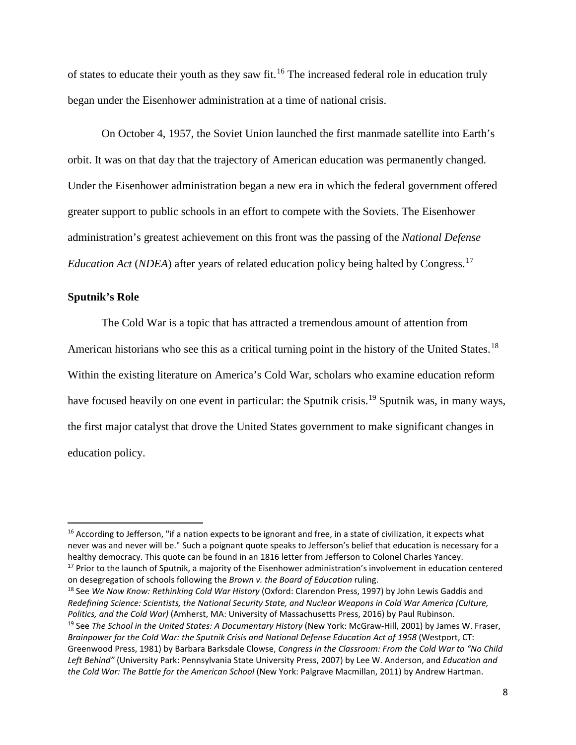of states to educate their youth as they saw fit.[16] The increased federal role in education truly began under the Eisenhower administration at a time of national crisis.

On October 4, 1957, the Soviet Union launched the first manmade satellite into Earth's orbit. It was on that day that the trajectory of American education was permanently changed. Under the Eisenhower administration began a new era in which the federal government offered greater support to public schools in an effort to compete with the Soviets. The Eisenhower administration's greatest achievement on this front was the passing of the *National Defense Education Act* (*NDEA*) after years of related education policy being halted by Congress.[17]

**Sputnik's Role**

The Cold War is a topic that has attracted a tremendous amount of attention from American historians who see this as a critical turning point in the history of the United States.[18] Within the existing literature on America's Cold War, scholars who examine education reform have focused heavily on one event in particular: the Sputnik crisis.[19] Sputnik was, in many ways, the first major catalyst that drove the United States government to make significant changes in education policy.

---

[16] According to Jefferson, "if a nation expects to be ignorant and free, in a state of civilization, it expects what never was and never will be." Such a poignant quote speaks to Jefferson's belief that education is necessary for a healthy democracy. This quote can be found in an 1816 letter from Jefferson to Colonel Charles Yancey.

[17] Prior to the launch of Sputnik, a majority of the Eisenhower administration's involvement in education centered on desegregation of schools following the *Brown v. the Board of Education* ruling.

[18] See *We Now Know: Rethinking Cold War History* (Oxford: Clarendon Press, 1997) by John Lewis Gaddis and *Redefining Science: Scientists, the National Security State, and Nuclear Weapons in Cold War America (Culture, Politics, and the Cold War)* (Amherst, MA: University of Massachusetts Press, 2016) by Paul Rubinson.

[19] See *The School in the United States: A Documentary History* (New York: McGraw-Hill, 2001) by James W. Fraser, *Brainpower for the Cold War: the Sputnik Crisis and National Defense Education Act of 1958* (Westport, CT: Greenwood Press, 1981) by Barbara Barksdale Clowse, *Congress in the Classroom: From the Cold War to "No Child Left Behind"* (University Park: Pennsylvania State University Press, 2007) by Lee W. Anderson, and *Education and the Cold War: The Battle for the American School* (New York: Palgrave Macmillan, 2011) by Andrew Hartman.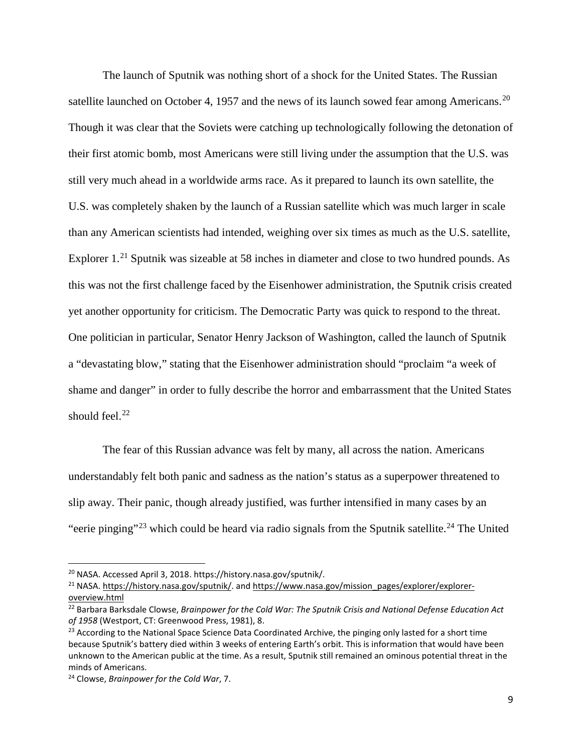The launch of Sputnik was nothing short of a shock for the United States. The Russian satellite launched on October 4, 1957 and the news of its launch sowed fear among Americans.[20] Though it was clear that the Soviets were catching up technologically following the detonation of their first atomic bomb, most Americans were still living under the assumption that the U.S. was still very much ahead in a worldwide arms race. As it prepared to launch its own satellite, the U.S. was completely shaken by the launch of a Russian satellite which was much larger in scale than any American scientists had intended, weighing over six times as much as the U.S. satellite, Explorer 1.[21] Sputnik was sizeable at 58 inches in diameter and close to two hundred pounds. As this was not the first challenge faced by the Eisenhower administration, the Sputnik crisis created yet another opportunity for criticism. The Democratic Party was quick to respond to the threat. One politician in particular, Senator Henry Jackson of Washington, called the launch of Sputnik a "devastating blow," stating that the Eisenhower administration should "proclaim "a week of shame and danger" in order to fully describe the horror and embarrassment that the United States should feel.[22]

The fear of this Russian advance was felt by many, all across the nation. Americans understandably felt both panic and sadness as the nation's status as a superpower threatened to slip away. Their panic, though already justified, was further intensified in many cases by an "eerie pinging"[23] which could be heard via radio signals from the Sputnik satellite.[24] The United

---

[20] NASA. Accessed April 3, 2018. https://history.nasa.gov/sputnik/.

[21] NASA. https://history.nasa.gov/sputnik/. and https://www.nasa.gov/mission_pages/explorer/explorer-overview.html

[22] Barbara Barksdale Clowse, *Brainpower for the Cold War: The Sputnik Crisis and National Defense Education Act of 1958* (Westport, CT: Greenwood Press, 1981), 8.

[23] According to the National Space Science Data Coordinated Archive, the pinging only lasted for a short time because Sputnik's battery died within 3 weeks of entering Earth's orbit. This is information that would have been unknown to the American public at the time. As a result, Sputnik still remained an ominous potential threat in the minds of Americans.

[24] Clowse, *Brainpower for the Cold War*, 7.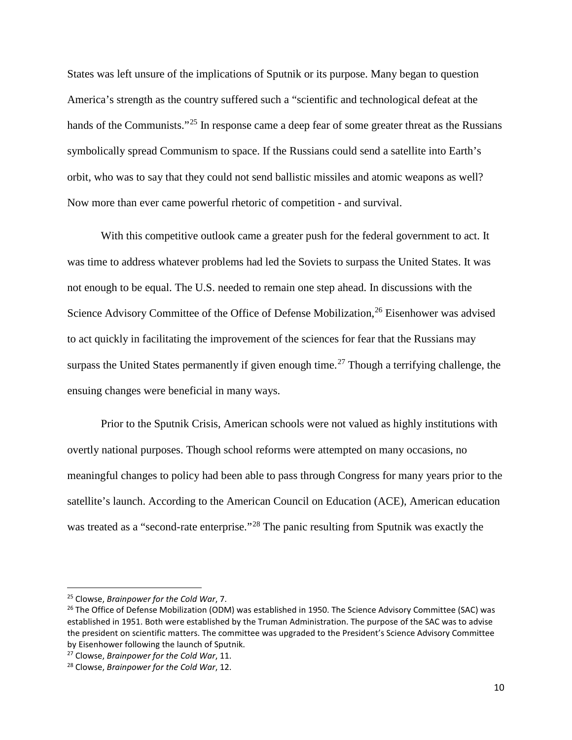States was left unsure of the implications of Sputnik or its purpose. Many began to question America's strength as the country suffered such a "scientific and technological defeat at the hands of the Communists."[25] In response came a deep fear of some greater threat as the Russians symbolically spread Communism to space. If the Russians could send a satellite into Earth's orbit, who was to say that they could not send ballistic missiles and atomic weapons as well? Now more than ever came powerful rhetoric of competition - and survival.

With this competitive outlook came a greater push for the federal government to act. It was time to address whatever problems had led the Soviets to surpass the United States. It was not enough to be equal. The U.S. needed to remain one step ahead. In discussions with the Science Advisory Committee of the Office of Defense Mobilization,[26] Eisenhower was advised to act quickly in facilitating the improvement of the sciences for fear that the Russians may surpass the United States permanently if given enough time.[27] Though a terrifying challenge, the ensuing changes were beneficial in many ways.

Prior to the Sputnik Crisis, American schools were not valued as highly institutions with overtly national purposes. Though school reforms were attempted on many occasions, no meaningful changes to policy had been able to pass through Congress for many years prior to the satellite's launch. According to the American Council on Education (ACE), American education was treated as a "second-rate enterprise."[28] The panic resulting from Sputnik was exactly the

---

[25] Clowse, *Brainpower for the Cold War*, 7.

[26] The Office of Defense Mobilization (ODM) was established in 1950. The Science Advisory Committee (SAC) was established in 1951. Both were established by the Truman Administration. The purpose of the SAC was to advise the president on scientific matters. The committee was upgraded to the President's Science Advisory Committee by Eisenhower following the launch of Sputnik.

[27] Clowse, *Brainpower for the Cold War*, 11.

[28] Clowse, *Brainpower for the Cold War*, 12.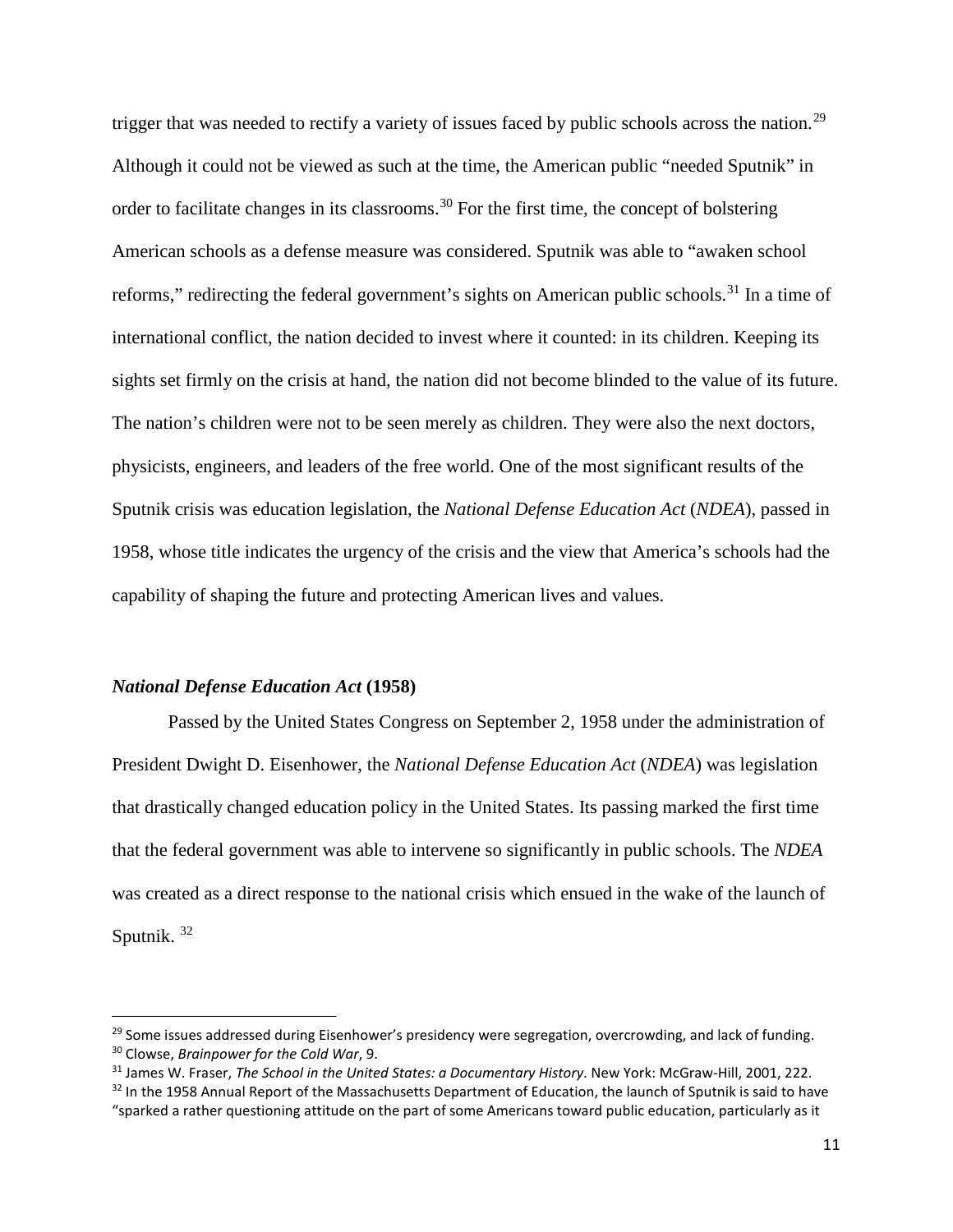trigger that was needed to rectify a variety of issues faced by public schools across the nation.[29] Although it could not be viewed as such at the time, the American public "needed Sputnik" in order to facilitate changes in its classrooms.[30] For the first time, the concept of bolstering American schools as a defense measure was considered. Sputnik was able to "awaken school reforms," redirecting the federal government's sights on American public schools.[31] In a time of international conflict, the nation decided to invest where it counted: in its children. Keeping its sights set firmly on the crisis at hand, the nation did not become blinded to the value of its future. The nation's children were not to be seen merely as children. They were also the next doctors, physicists, engineers, and leaders of the free world. One of the most significant results of the Sputnik crisis was education legislation, the *National Defense Education Act* (*NDEA*), passed in 1958, whose title indicates the urgency of the crisis and the view that America's schools had the capability of shaping the future and protecting American lives and values.

### ***National Defense Education Act* (1958)**

Passed by the United States Congress on September 2, 1958 under the administration of President Dwight D. Eisenhower, the *National Defense Education Act* (*NDEA*) was legislation that drastically changed education policy in the United States. Its passing marked the first time that the federal government was able to intervene so significantly in public schools. The *NDEA* was created as a direct response to the national crisis which ensued in the wake of the launch of Sputnik. [32]

---

[29] Some issues addressed during Eisenhower's presidency were segregation, overcrowding, and lack of funding.

[30] Clowse, *Brainpower for the Cold War*, 9.

[31] James W. Fraser, *The School in the United States: a Documentary History*. New York: McGraw-Hill, 2001, 222.

[32] In the 1958 Annual Report of the Massachusetts Department of Education, the launch of Sputnik is said to have "sparked a rather questioning attitude on the part of some Americans toward public education, particularly as it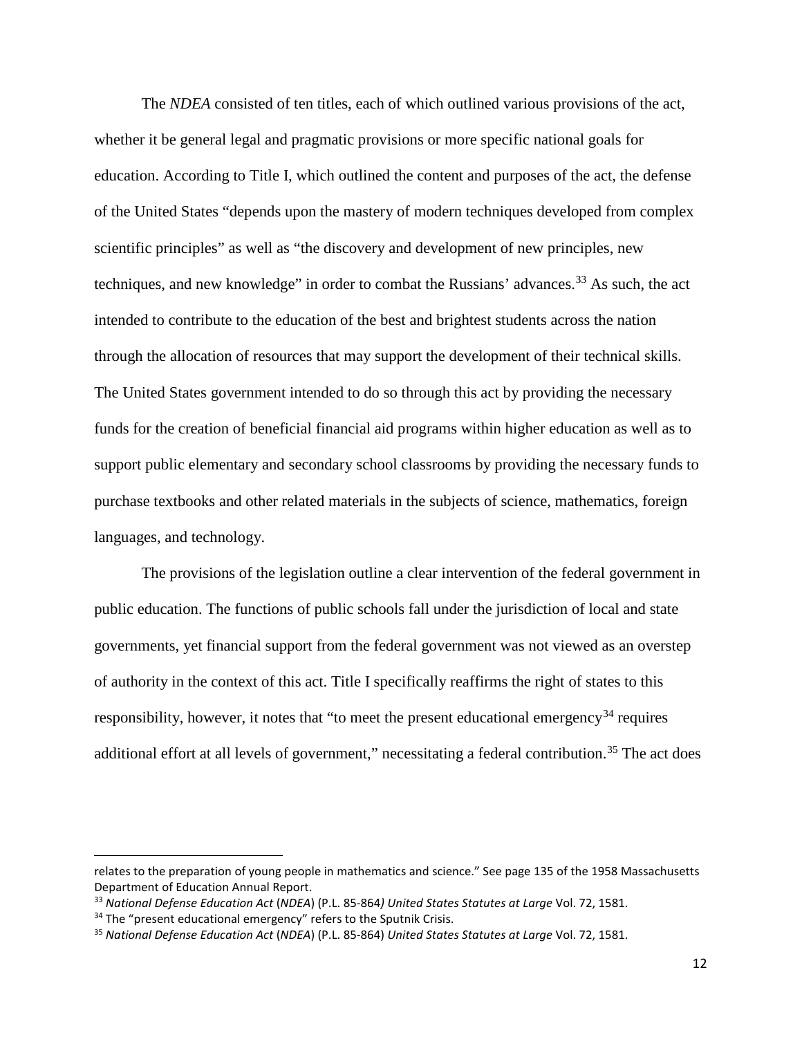The *NDEA* consisted of ten titles, each of which outlined various provisions of the act, whether it be general legal and pragmatic provisions or more specific national goals for education. According to Title I, which outlined the content and purposes of the act, the defense of the United States "depends upon the mastery of modern techniques developed from complex scientific principles" as well as "the discovery and development of new principles, new techniques, and new knowledge" in order to combat the Russians' advances.[33] As such, the act intended to contribute to the education of the best and brightest students across the nation through the allocation of resources that may support the development of their technical skills. The United States government intended to do so through this act by providing the necessary funds for the creation of beneficial financial aid programs within higher education as well as to support public elementary and secondary school classrooms by providing the necessary funds to purchase textbooks and other related materials in the subjects of science, mathematics, foreign languages, and technology.

The provisions of the legislation outline a clear intervention of the federal government in public education. The functions of public schools fall under the jurisdiction of local and state governments, yet financial support from the federal government was not viewed as an overstep of authority in the context of this act. Title I specifically reaffirms the right of states to this responsibility, however, it notes that "to meet the present educational emergency[34] requires additional effort at all levels of government," necessitating a federal contribution.[35] The act does

---

relates to the preparation of young people in mathematics and science." See page 135 of the 1958 Massachusetts Department of Education Annual Report.

[33] *National Defense Education Act* (*NDEA*) (P.L. 85-864*) United States Statutes at Large* Vol. 72, 1581.

[34] The "present educational emergency" refers to the Sputnik Crisis.

[35] *National Defense Education Act* (*NDEA*) (P.L. 85-864) *United States Statutes at Large* Vol. 72, 1581.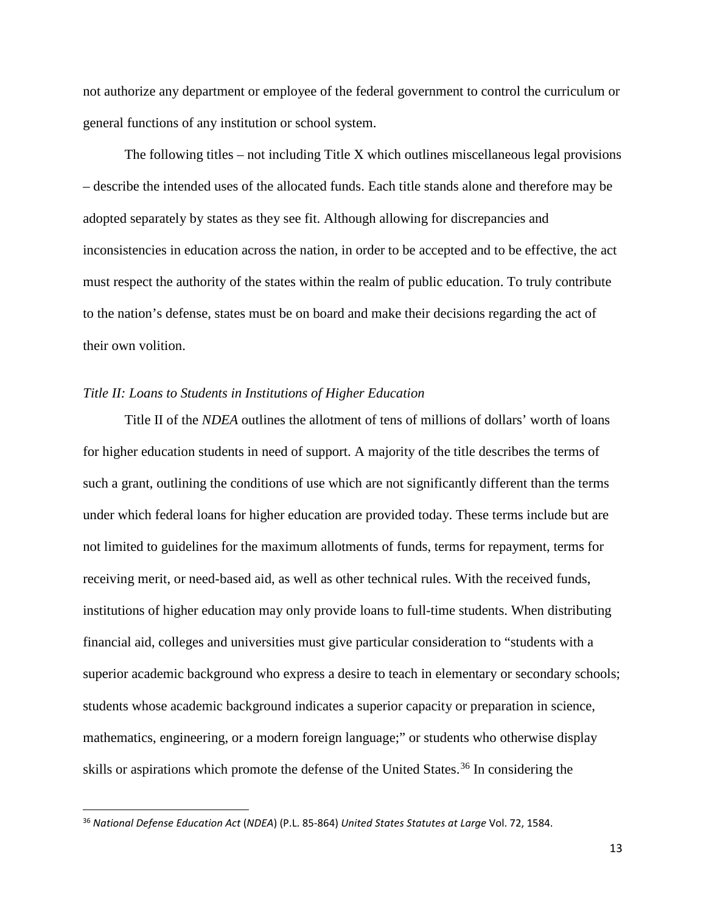not authorize any department or employee of the federal government to control the curriculum or general functions of any institution or school system.

The following titles – not including Title X which outlines miscellaneous legal provisions – describe the intended uses of the allocated funds. Each title stands alone and therefore may be adopted separately by states as they see fit. Although allowing for discrepancies and inconsistencies in education across the nation, in order to be accepted and to be effective, the act must respect the authority of the states within the realm of public education. To truly contribute to the nation's defense, states must be on board and make their decisions regarding the act of their own volition.

*Title II: Loans to Students in Institutions of Higher Education*

Title II of the *NDEA* outlines the allotment of tens of millions of dollars' worth of loans for higher education students in need of support. A majority of the title describes the terms of such a grant, outlining the conditions of use which are not significantly different than the terms under which federal loans for higher education are provided today. These terms include but are not limited to guidelines for the maximum allotments of funds, terms for repayment, terms for receiving merit, or need-based aid, as well as other technical rules. With the received funds, institutions of higher education may only provide loans to full-time students. When distributing financial aid, colleges and universities must give particular consideration to "students with a superior academic background who express a desire to teach in elementary or secondary schools; students whose academic background indicates a superior capacity or preparation in science, mathematics, engineering, or a modern foreign language;" or students who otherwise display skills or aspirations which promote the defense of the United States.[36] In considering the

[36] *National Defense Education Act* (*NDEA*) (P.L. 85-864) *United States Statutes at Large* Vol. 72, 1584.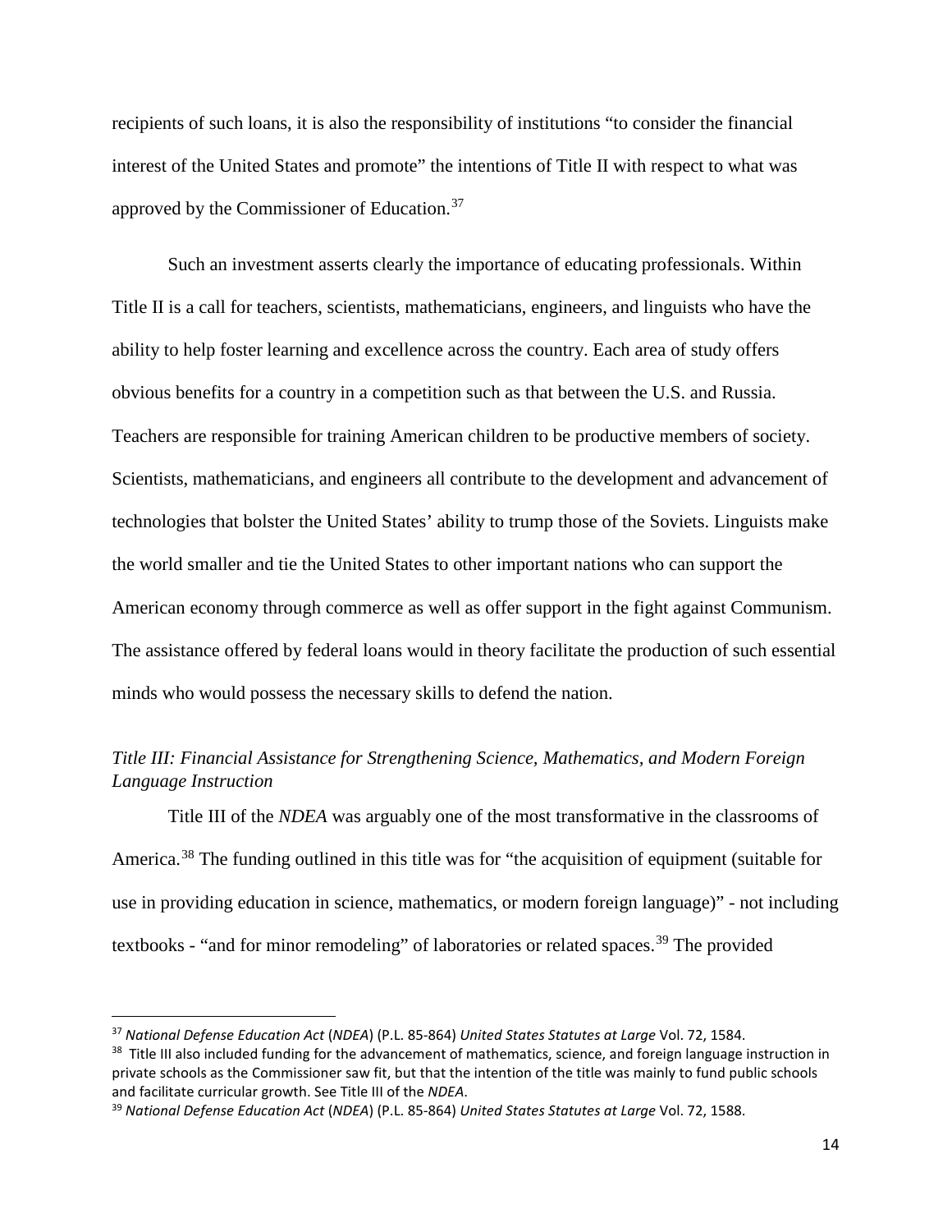recipients of such loans, it is also the responsibility of institutions "to consider the financial interest of the United States and promote" the intentions of Title II with respect to what was approved by the Commissioner of Education.[37]

Such an investment asserts clearly the importance of educating professionals. Within Title II is a call for teachers, scientists, mathematicians, engineers, and linguists who have the ability to help foster learning and excellence across the country. Each area of study offers obvious benefits for a country in a competition such as that between the U.S. and Russia. Teachers are responsible for training American children to be productive members of society. Scientists, mathematicians, and engineers all contribute to the development and advancement of technologies that bolster the United States' ability to trump those of the Soviets. Linguists make the world smaller and tie the United States to other important nations who can support the American economy through commerce as well as offer support in the fight against Communism. The assistance offered by federal loans would in theory facilitate the production of such essential minds who would possess the necessary skills to defend the nation.

*Title III: Financial Assistance for Strengthening Science, Mathematics, and Modern Foreign Language Instruction*

Title III of the *NDEA* was arguably one of the most transformative in the classrooms of America.[38] The funding outlined in this title was for "the acquisition of equipment (suitable for use in providing education in science, mathematics, or modern foreign language)" - not including textbooks - "and for minor remodeling" of laboratories or related spaces.[39] The provided

---

[37] *National Defense Education Act* (*NDEA*) (P.L. 85-864) *United States Statutes at Large* Vol. 72, 1584.

[38] Title III also included funding for the advancement of mathematics, science, and foreign language instruction in private schools as the Commissioner saw fit, but that the intention of the title was mainly to fund public schools and facilitate curricular growth. See Title III of the *NDEA*.

[39] *National Defense Education Act* (*NDEA*) (P.L. 85-864) *United States Statutes at Large* Vol. 72, 1588.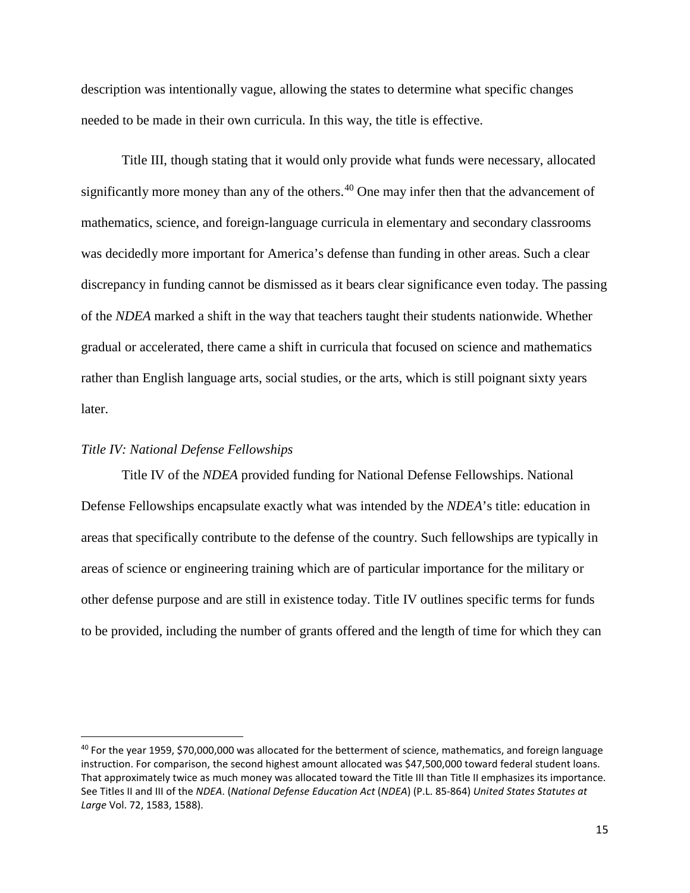description was intentionally vague, allowing the states to determine what specific changes needed to be made in their own curricula. In this way, the title is effective.

Title III, though stating that it would only provide what funds were necessary, allocated significantly more money than any of the others.[40] One may infer then that the advancement of mathematics, science, and foreign-language curricula in elementary and secondary classrooms was decidedly more important for America's defense than funding in other areas. Such a clear discrepancy in funding cannot be dismissed as it bears clear significance even today. The passing of the *NDEA* marked a shift in the way that teachers taught their students nationwide. Whether gradual or accelerated, there came a shift in curricula that focused on science and mathematics rather than English language arts, social studies, or the arts, which is still poignant sixty years later.

### *Title IV: National Defense Fellowships*

Title IV of the *NDEA* provided funding for National Defense Fellowships. National Defense Fellowships encapsulate exactly what was intended by the *NDEA*'s title: education in areas that specifically contribute to the defense of the country. Such fellowships are typically in areas of science or engineering training which are of particular importance for the military or other defense purpose and are still in existence today. Title IV outlines specific terms for funds to be provided, including the number of grants offered and the length of time for which they can

---

[40] For the year 1959, $70,000,000 was allocated for the betterment of science, mathematics, and foreign language instruction. For comparison, the second highest amount allocated was $47,500,000 toward federal student loans. That approximately twice as much money was allocated toward the Title III than Title II emphasizes its importance. See Titles II and III of the *NDEA*. (*National Defense Education Act* (*NDEA*) (P.L. 85-864) *United States Statutes at Large* Vol. 72, 1583, 1588).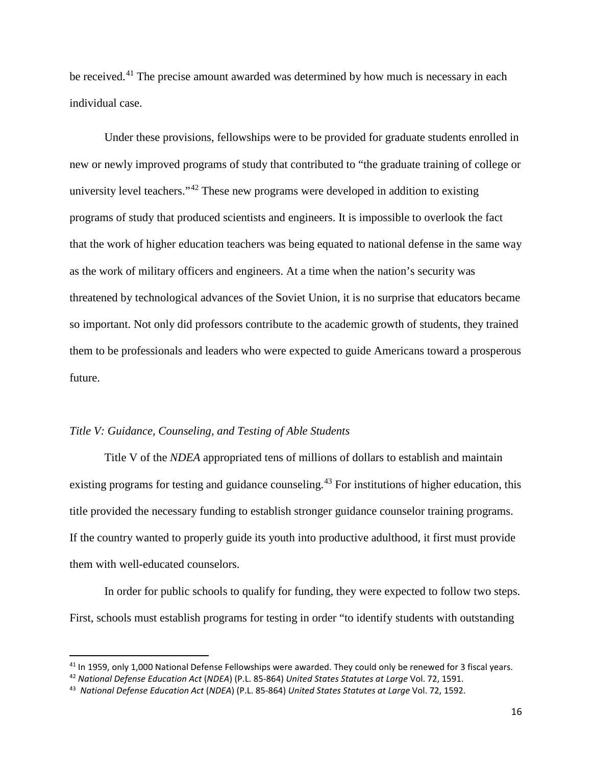be received.[41] The precise amount awarded was determined by how much is necessary in each individual case.

Under these provisions, fellowships were to be provided for graduate students enrolled in new or newly improved programs of study that contributed to "the graduate training of college or university level teachers."[42] These new programs were developed in addition to existing programs of study that produced scientists and engineers. It is impossible to overlook the fact that the work of higher education teachers was being equated to national defense in the same way as the work of military officers and engineers. At a time when the nation's security was threatened by technological advances of the Soviet Union, it is no surprise that educators became so important. Not only did professors contribute to the academic growth of students, they trained them to be professionals and leaders who were expected to guide Americans toward a prosperous future.

*Title V: Guidance, Counseling, and Testing of Able Students*

Title V of the *NDEA* appropriated tens of millions of dollars to establish and maintain existing programs for testing and guidance counseling.[43] For institutions of higher education, this title provided the necessary funding to establish stronger guidance counselor training programs. If the country wanted to properly guide its youth into productive adulthood, it first must provide them with well-educated counselors.

In order for public schools to qualify for funding, they were expected to follow two steps. First, schools must establish programs for testing in order "to identify students with outstanding

---

[41] In 1959, only 1,000 National Defense Fellowships were awarded. They could only be renewed for 3 fiscal years.

[42] *National Defense Education Act* (*NDEA*) (P.L. 85-864) *United States Statutes at Large* Vol. 72, 1591.

[43] *National Defense Education Act* (*NDEA*) (P.L. 85-864) *United States Statutes at Large* Vol. 72, 1592.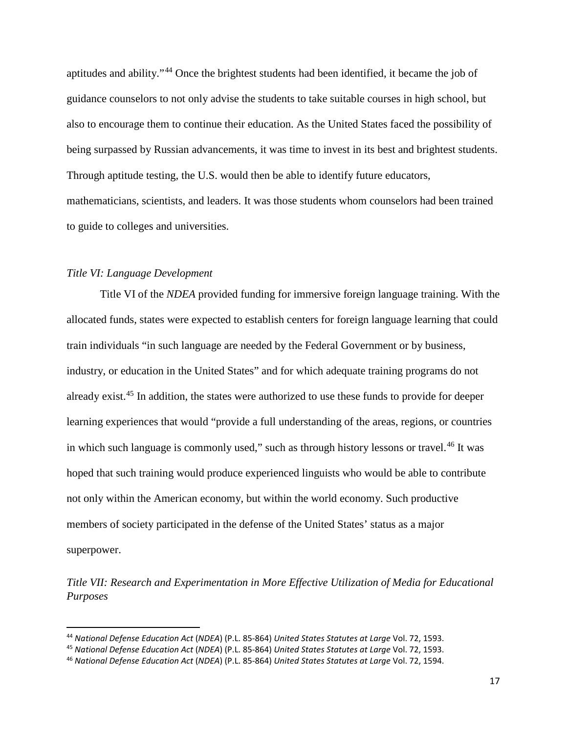aptitudes and ability."[44] Once the brightest students had been identified, it became the job of guidance counselors to not only advise the students to take suitable courses in high school, but also to encourage them to continue their education. As the United States faced the possibility of being surpassed by Russian advancements, it was time to invest in its best and brightest students. Through aptitude testing, the U.S. would then be able to identify future educators, mathematicians, scientists, and leaders. It was those students whom counselors had been trained to guide to colleges and universities.

*Title VI: Language Development*

Title VI of the *NDEA* provided funding for immersive foreign language training. With the allocated funds, states were expected to establish centers for foreign language learning that could train individuals "in such language are needed by the Federal Government or by business, industry, or education in the United States" and for which adequate training programs do not already exist.[45] In addition, the states were authorized to use these funds to provide for deeper learning experiences that would "provide a full understanding of the areas, regions, or countries in which such language is commonly used," such as through history lessons or travel.[46] It was hoped that such training would produce experienced linguists who would be able to contribute not only within the American economy, but within the world economy. Such productive members of society participated in the defense of the United States' status as a major superpower.

*Title VII: Research and Experimentation in More Effective Utilization of Media for Educational Purposes*

---

[44] *National Defense Education Act* (*NDEA*) (P.L. 85-864) *United States Statutes at Large* Vol. 72, 1593.

[45] *National Defense Education Act* (*NDEA*) (P.L. 85-864) *United States Statutes at Large* Vol. 72, 1593.

[46] *National Defense Education Act* (*NDEA*) (P.L. 85-864) *United States Statutes at Large* Vol. 72, 1594.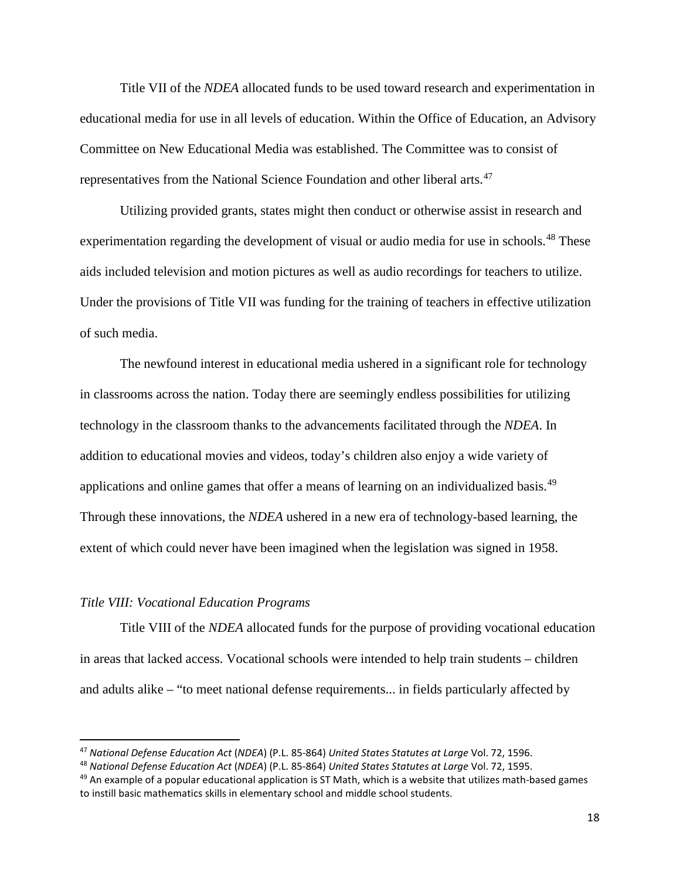Title VII of the *NDEA* allocated funds to be used toward research and experimentation in educational media for use in all levels of education. Within the Office of Education, an Advisory Committee on New Educational Media was established. The Committee was to consist of representatives from the National Science Foundation and other liberal arts.[47]

Utilizing provided grants, states might then conduct or otherwise assist in research and experimentation regarding the development of visual or audio media for use in schools.[48] These aids included television and motion pictures as well as audio recordings for teachers to utilize. Under the provisions of Title VII was funding for the training of teachers in effective utilization of such media.

The newfound interest in educational media ushered in a significant role for technology in classrooms across the nation. Today there are seemingly endless possibilities for utilizing technology in the classroom thanks to the advancements facilitated through the *NDEA*. In addition to educational movies and videos, today's children also enjoy a wide variety of applications and online games that offer a means of learning on an individualized basis.[49] Through these innovations, the *NDEA* ushered in a new era of technology-based learning, the extent of which could never have been imagined when the legislation was signed in 1958.

*Title VIII: Vocational Education Programs*

Title VIII of the *NDEA* allocated funds for the purpose of providing vocational education in areas that lacked access. Vocational schools were intended to help train students – children and adults alike – "to meet national defense requirements... in fields particularly affected by

---

[47] *National Defense Education Act* (*NDEA*) (P.L. 85-864) *United States Statutes at Large* Vol. 72, 1596.

[48] *National Defense Education Act* (*NDEA*) (P.L. 85-864) *United States Statutes at Large* Vol. 72, 1595.

[49] An example of a popular educational application is ST Math, which is a website that utilizes math-based games to instill basic mathematics skills in elementary school and middle school students.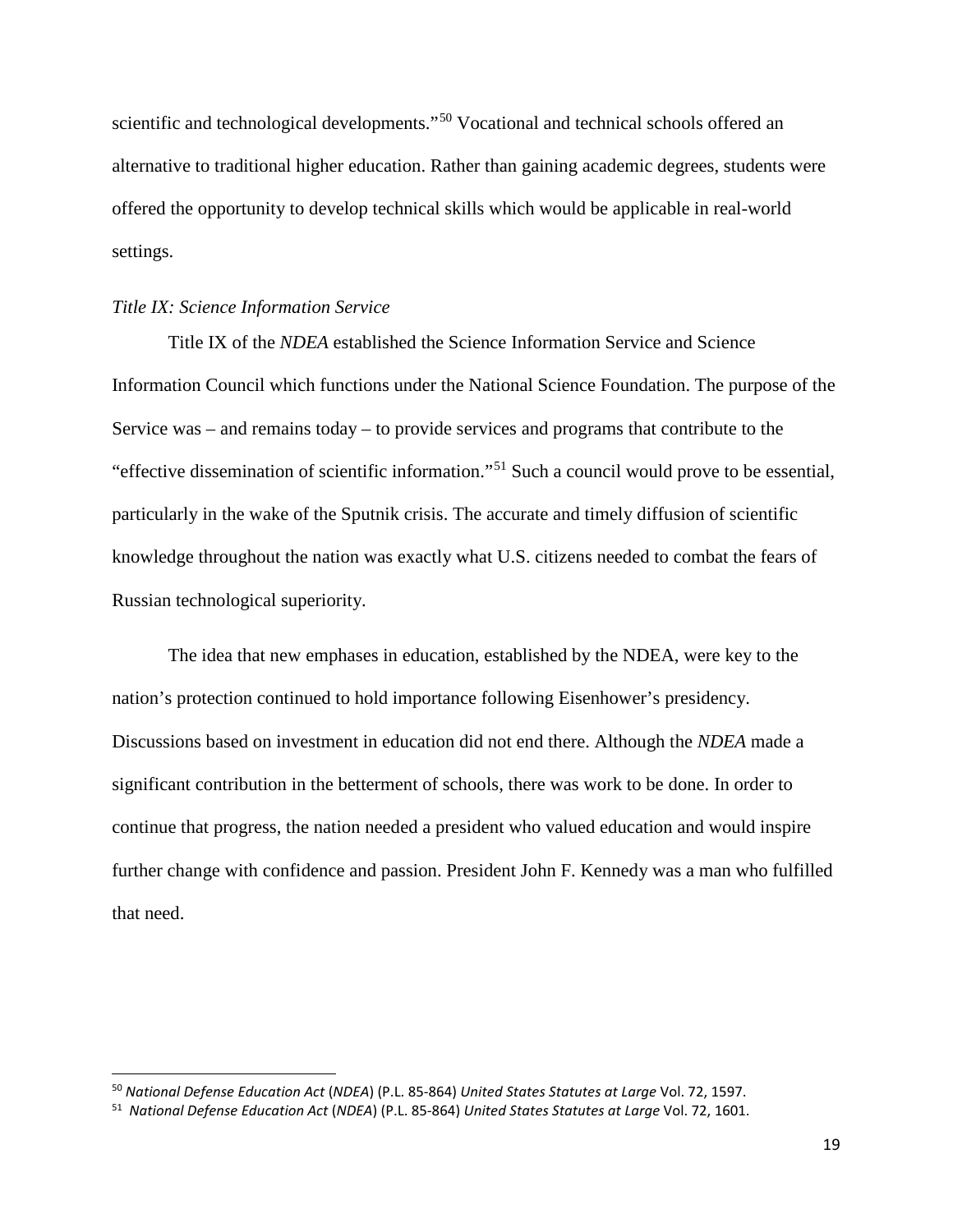scientific and technological developments."[50] Vocational and technical schools offered an alternative to traditional higher education. Rather than gaining academic degrees, students were offered the opportunity to develop technical skills which would be applicable in real-world settings.

*Title IX: Science Information Service*

Title IX of the *NDEA* established the Science Information Service and Science Information Council which functions under the National Science Foundation. The purpose of the Service was – and remains today – to provide services and programs that contribute to the "effective dissemination of scientific information."[51] Such a council would prove to be essential, particularly in the wake of the Sputnik crisis. The accurate and timely diffusion of scientific knowledge throughout the nation was exactly what U.S. citizens needed to combat the fears of Russian technological superiority.

The idea that new emphases in education, established by the NDEA, were key to the nation's protection continued to hold importance following Eisenhower's presidency. Discussions based on investment in education did not end there. Although the *NDEA* made a significant contribution in the betterment of schools, there was work to be done. In order to continue that progress, the nation needed a president who valued education and would inspire further change with confidence and passion. President John F. Kennedy was a man who fulfilled that need.

[50] *National Defense Education Act* (*NDEA*) (P.L. 85-864) *United States Statutes at Large* Vol. 72, 1597.

[51] *National Defense Education Act* (*NDEA*) (P.L. 85-864) *United States Statutes at Large* Vol. 72, 1601.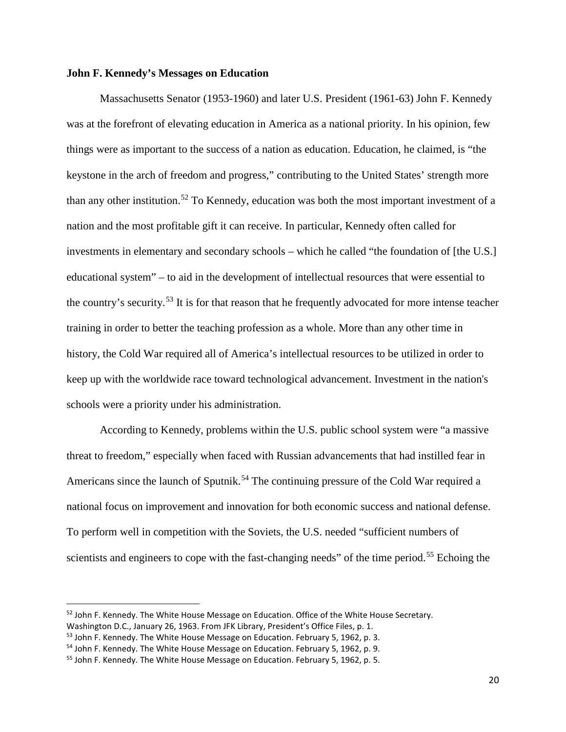**John F. Kennedy's Messages on Education**

Massachusetts Senator (1953-1960) and later U.S. President (1961-63) John F. Kennedy was at the forefront of elevating education in America as a national priority. In his opinion, few things were as important to the success of a nation as education. Education, he claimed, is "the keystone in the arch of freedom and progress," contributing to the United States' strength more than any other institution.[52] To Kennedy, education was both the most important investment of a nation and the most profitable gift it can receive. In particular, Kennedy often called for investments in elementary and secondary schools – which he called "the foundation of [the U.S.] educational system" – to aid in the development of intellectual resources that were essential to the country's security.[53] It is for that reason that he frequently advocated for more intense teacher training in order to better the teaching profession as a whole. More than any other time in history, the Cold War required all of America's intellectual resources to be utilized in order to keep up with the worldwide race toward technological advancement. Investment in the nation's schools were a priority under his administration.

According to Kennedy, problems within the U.S. public school system were "a massive threat to freedom," especially when faced with Russian advancements that had instilled fear in Americans since the launch of Sputnik.[54] The continuing pressure of the Cold War required a national focus on improvement and innovation for both economic success and national defense. To perform well in competition with the Soviets, the U.S. needed "sufficient numbers of scientists and engineers to cope with the fast-changing needs" of the time period.[55] Echoing the

---

[52] John F. Kennedy. The White House Message on Education. Office of the White House Secretary. Washington D.C., January 26, 1963. From JFK Library, President's Office Files, p. 1.

[53] John F. Kennedy. The White House Message on Education. February 5, 1962, p. 3.

[54] John F. Kennedy. The White House Message on Education. February 5, 1962, p. 9.

[55] John F. Kennedy. The White House Message on Education. February 5, 1962, p. 5.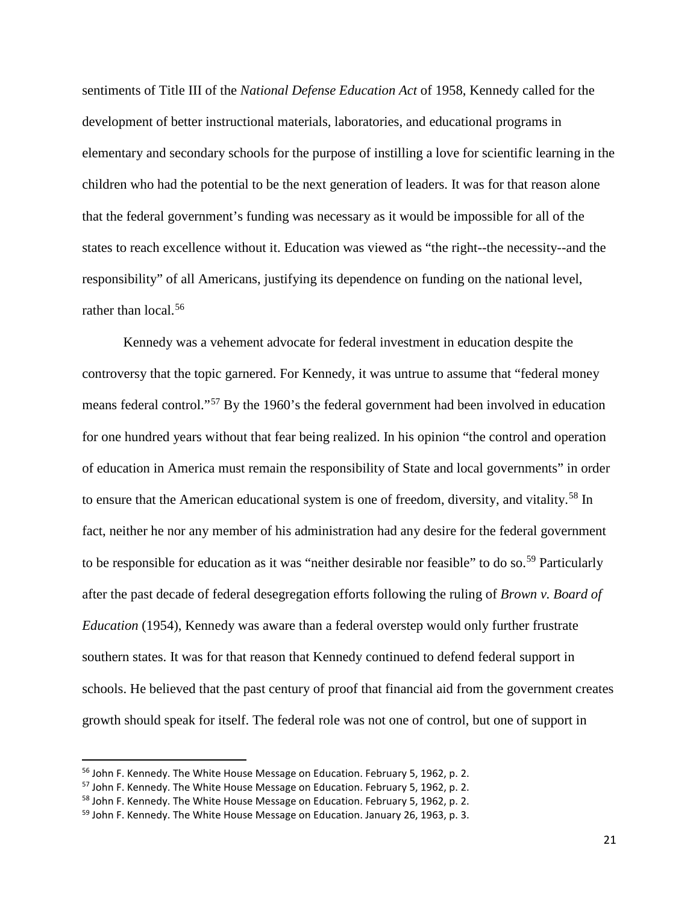sentiments of Title III of the *National Defense Education Act* of 1958, Kennedy called for the development of better instructional materials, laboratories, and educational programs in elementary and secondary schools for the purpose of instilling a love for scientific learning in the children who had the potential to be the next generation of leaders. It was for that reason alone that the federal government's funding was necessary as it would be impossible for all of the states to reach excellence without it. Education was viewed as "the right--the necessity--and the responsibility" of all Americans, justifying its dependence on funding on the national level, rather than local.[56]

Kennedy was a vehement advocate for federal investment in education despite the controversy that the topic garnered. For Kennedy, it was untrue to assume that "federal money means federal control."[57] By the 1960's the federal government had been involved in education for one hundred years without that fear being realized. In his opinion "the control and operation of education in America must remain the responsibility of State and local governments" in order to ensure that the American educational system is one of freedom, diversity, and vitality.[58] In fact, neither he nor any member of his administration had any desire for the federal government to be responsible for education as it was "neither desirable nor feasible" to do so.[59] Particularly after the past decade of federal desegregation efforts following the ruling of *Brown v. Board of Education* (1954), Kennedy was aware than a federal overstep would only further frustrate southern states. It was for that reason that Kennedy continued to defend federal support in schools. He believed that the past century of proof that financial aid from the government creates growth should speak for itself. The federal role was not one of control, but one of support in

---

[56] John F. Kennedy. The White House Message on Education. February 5, 1962, p. 2.

[57] John F. Kennedy. The White House Message on Education. February 5, 1962, p. 2.

[58] John F. Kennedy. The White House Message on Education. February 5, 1962, p. 2.

[59] John F. Kennedy. The White House Message on Education. January 26, 1963, p. 3.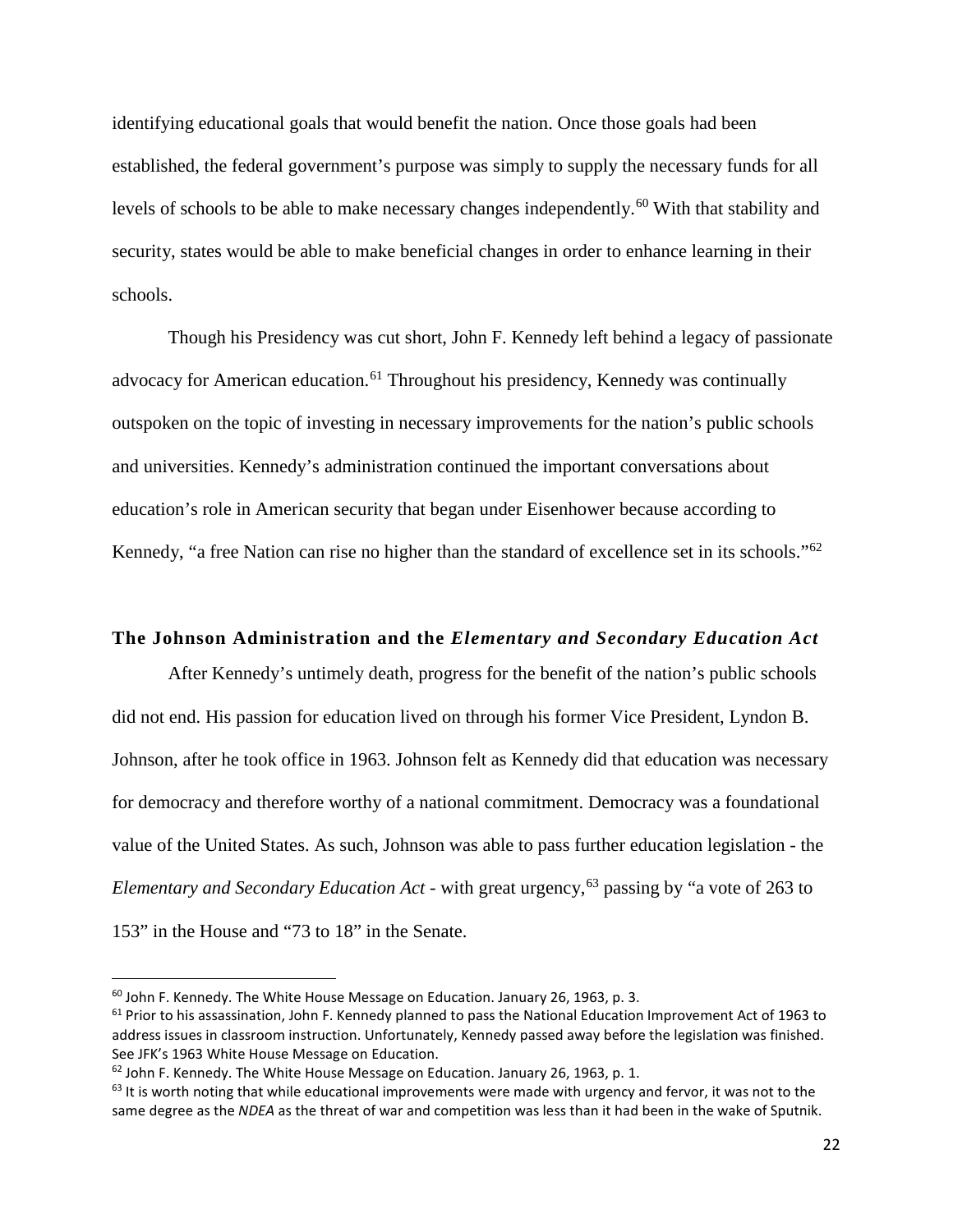identifying educational goals that would benefit the nation. Once those goals had been established, the federal government's purpose was simply to supply the necessary funds for all levels of schools to be able to make necessary changes independently.[60] With that stability and security, states would be able to make beneficial changes in order to enhance learning in their schools.

Though his Presidency was cut short, John F. Kennedy left behind a legacy of passionate advocacy for American education.[61] Throughout his presidency, Kennedy was continually outspoken on the topic of investing in necessary improvements for the nation's public schools and universities. Kennedy's administration continued the important conversations about education's role in American security that began under Eisenhower because according to Kennedy, "a free Nation can rise no higher than the standard of excellence set in its schools."[62]

### The Johnson Administration and the *Elementary and Secondary Education Act*

After Kennedy's untimely death, progress for the benefit of the nation's public schools did not end. His passion for education lived on through his former Vice President, Lyndon B. Johnson, after he took office in 1963. Johnson felt as Kennedy did that education was necessary for democracy and therefore worthy of a national commitment. Democracy was a foundational value of the United States. As such, Johnson was able to pass further education legislation - the *Elementary and Secondary Education Act* - with great urgency,[63] passing by "a vote of 263 to 153" in the House and "73 to 18" in the Senate.

---

[60] John F. Kennedy. The White House Message on Education. January 26, 1963, p. 3.

[61] Prior to his assassination, John F. Kennedy planned to pass the National Education Improvement Act of 1963 to address issues in classroom instruction. Unfortunately, Kennedy passed away before the legislation was finished. See JFK's 1963 White House Message on Education.

[62] John F. Kennedy. The White House Message on Education. January 26, 1963, p. 1.

[63] It is worth noting that while educational improvements were made with urgency and fervor, it was not to the same degree as the *NDEA* as the threat of war and competition was less than it had been in the wake of Sputnik.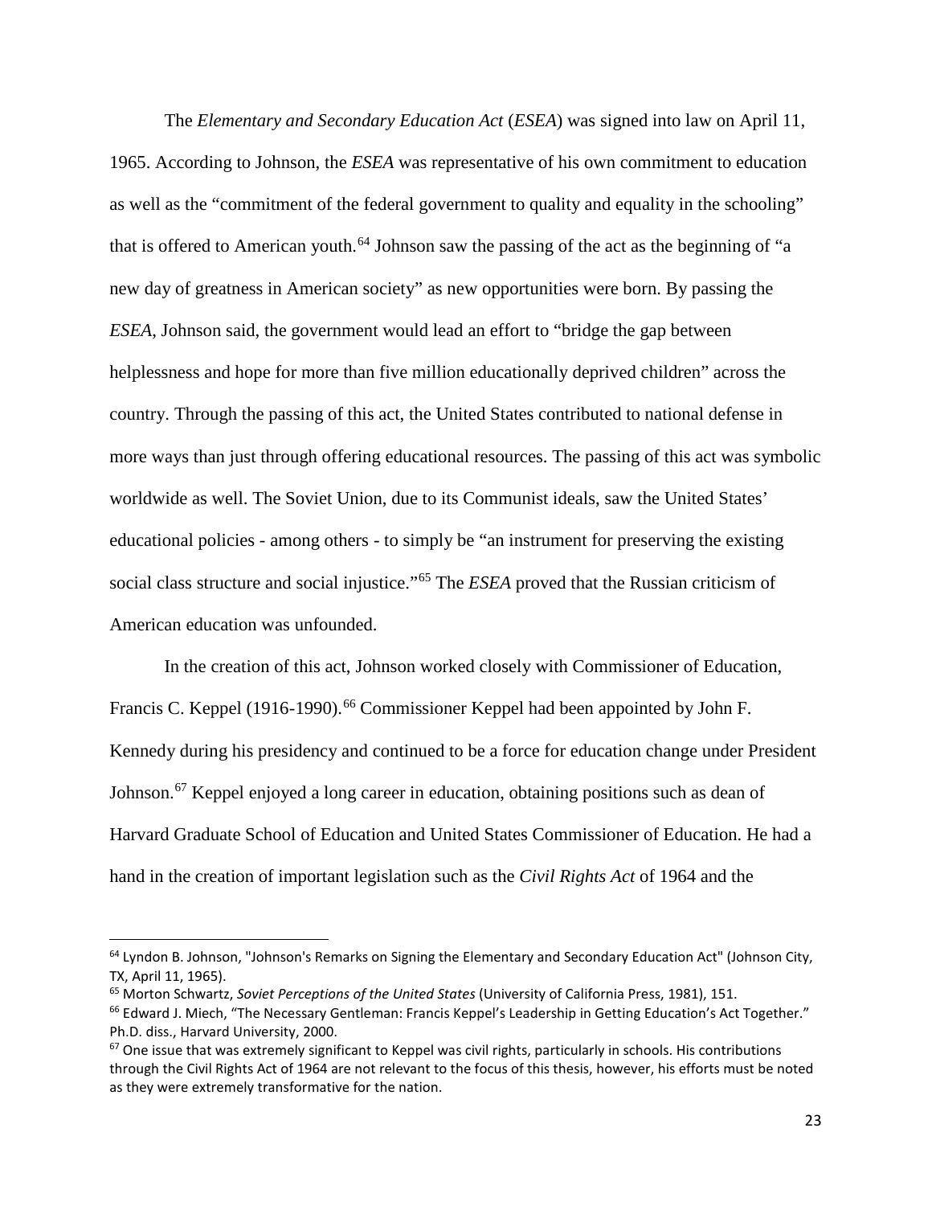The *Elementary and Secondary Education Act* (*ESEA*) was signed into law on April 11, 1965. According to Johnson, the *ESEA* was representative of his own commitment to education as well as the "commitment of the federal government to quality and equality in the schooling" that is offered to American youth.[64] Johnson saw the passing of the act as the beginning of "a new day of greatness in American society" as new opportunities were born. By passing the *ESEA*, Johnson said, the government would lead an effort to "bridge the gap between helplessness and hope for more than five million educationally deprived children" across the country. Through the passing of this act, the United States contributed to national defense in more ways than just through offering educational resources. The passing of this act was symbolic worldwide as well. The Soviet Union, due to its Communist ideals, saw the United States' educational policies - among others - to simply be "an instrument for preserving the existing social class structure and social injustice."[65] The *ESEA* proved that the Russian criticism of American education was unfounded.

In the creation of this act, Johnson worked closely with Commissioner of Education, Francis C. Keppel (1916-1990).[66] Commissioner Keppel had been appointed by John F. Kennedy during his presidency and continued to be a force for education change under President Johnson.[67] Keppel enjoyed a long career in education, obtaining positions such as dean of Harvard Graduate School of Education and United States Commissioner of Education. He had a hand in the creation of important legislation such as the *Civil Rights Act* of 1964 and the

---

[64] Lyndon B. Johnson, "Johnson's Remarks on Signing the Elementary and Secondary Education Act" (Johnson City, TX, April 11, 1965).

[65] Morton Schwartz, *Soviet Perceptions of the United States* (University of California Press, 1981), 151.

[66] Edward J. Miech, "The Necessary Gentleman: Francis Keppel's Leadership in Getting Education's Act Together." Ph.D. diss., Harvard University, 2000.

[67] One issue that was extremely significant to Keppel was civil rights, particularly in schools. His contributions through the Civil Rights Act of 1964 are not relevant to the focus of this thesis, however, his efforts must be noted as they were extremely transformative for the nation.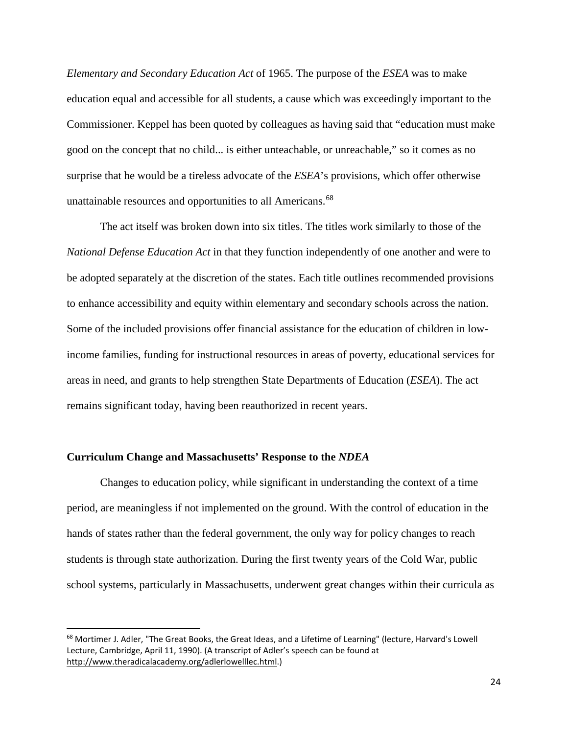*Elementary and Secondary Education Act* of 1965. The purpose of the *ESEA* was to make education equal and accessible for all students, a cause which was exceedingly important to the Commissioner. Keppel has been quoted by colleagues as having said that "education must make good on the concept that no child... is either unteachable, or unreachable," so it comes as no surprise that he would be a tireless advocate of the *ESEA*'s provisions, which offer otherwise unattainable resources and opportunities to all Americans.[68]

The act itself was broken down into six titles. The titles work similarly to those of the *National Defense Education Act* in that they function independently of one another and were to be adopted separately at the discretion of the states. Each title outlines recommended provisions to enhance accessibility and equity within elementary and secondary schools across the nation. Some of the included provisions offer financial assistance for the education of children in low-income families, funding for instructional resources in areas of poverty, educational services for areas in need, and grants to help strengthen State Departments of Education (*ESEA*). The act remains significant today, having been reauthorized in recent years.

### Curriculum Change and Massachusetts' Response to the *NDEA*

Changes to education policy, while significant in understanding the context of a time period, are meaningless if not implemented on the ground. With the control of education in the hands of states rather than the federal government, the only way for policy changes to reach students is through state authorization. During the first twenty years of the Cold War, public school systems, particularly in Massachusetts, underwent great changes within their curricula as

---

[68] Mortimer J. Adler, "The Great Books, the Great Ideas, and a Lifetime of Learning" (lecture, Harvard's Lowell Lecture, Cambridge, April 11, 1990). (A transcript of Adler's speech can be found at http://www.theradicalacademy.org/adlerlowelllec.html.)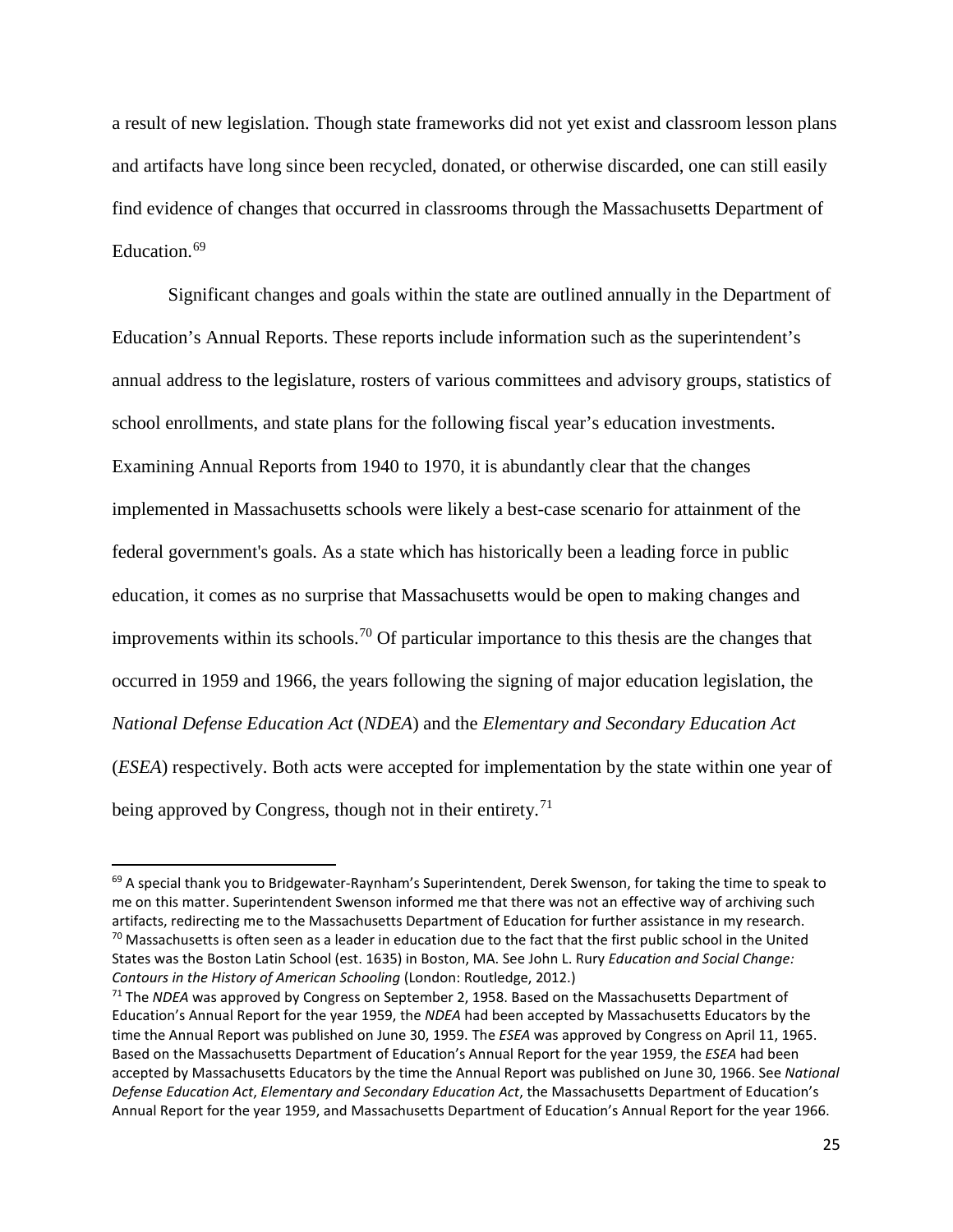a result of new legislation. Though state frameworks did not yet exist and classroom lesson plans and artifacts have long since been recycled, donated, or otherwise discarded, one can still easily find evidence of changes that occurred in classrooms through the Massachusetts Department of Education.[69]

Significant changes and goals within the state are outlined annually in the Department of Education's Annual Reports. These reports include information such as the superintendent's annual address to the legislature, rosters of various committees and advisory groups, statistics of school enrollments, and state plans for the following fiscal year's education investments. Examining Annual Reports from 1940 to 1970, it is abundantly clear that the changes implemented in Massachusetts schools were likely a best-case scenario for attainment of the federal government's goals. As a state which has historically been a leading force in public education, it comes as no surprise that Massachusetts would be open to making changes and improvements within its schools.[70] Of particular importance to this thesis are the changes that occurred in 1959 and 1966, the years following the signing of major education legislation, the *National Defense Education Act* (*NDEA*) and the *Elementary and Secondary Education Act* (*ESEA*) respectively. Both acts were accepted for implementation by the state within one year of being approved by Congress, though not in their entirety.[71]

---

[69] A special thank you to Bridgewater-Raynham's Superintendent, Derek Swenson, for taking the time to speak to me on this matter. Superintendent Swenson informed me that there was not an effective way of archiving such artifacts, redirecting me to the Massachusetts Department of Education for further assistance in my research.

[70] Massachusetts is often seen as a leader in education due to the fact that the first public school in the United States was the Boston Latin School (est. 1635) in Boston, MA. See John L. Rury *Education and Social Change: Contours in the History of American Schooling* (London: Routledge, 2012.)

[71] The *NDEA* was approved by Congress on September 2, 1958. Based on the Massachusetts Department of Education's Annual Report for the year 1959, the *NDEA* had been accepted by Massachusetts Educators by the time the Annual Report was published on June 30, 1959. The *ESEA* was approved by Congress on April 11, 1965. Based on the Massachusetts Department of Education's Annual Report for the year 1959, the *ESEA* had been accepted by Massachusetts Educators by the time the Annual Report was published on June 30, 1966. See *National Defense Education Act*, *Elementary and Secondary Education Act*, the Massachusetts Department of Education's Annual Report for the year 1959, and Massachusetts Department of Education's Annual Report for the year 1966.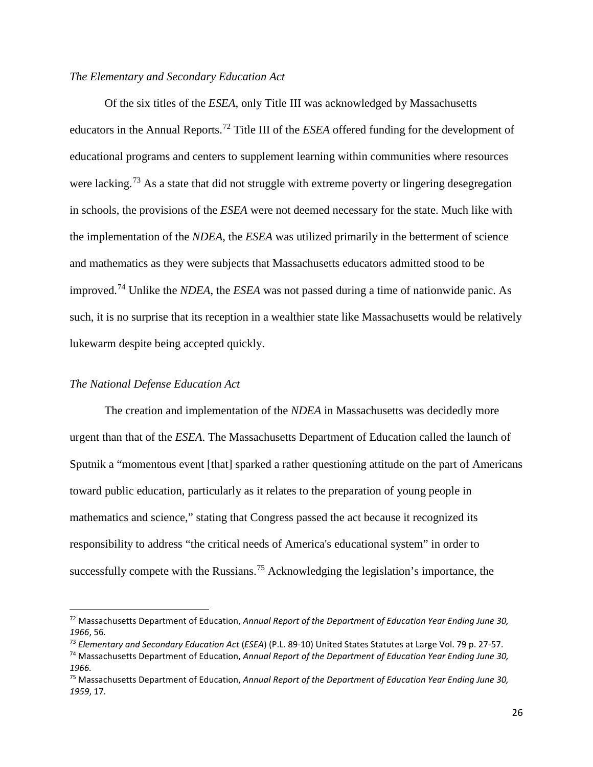*The Elementary and Secondary Education Act*

Of the six titles of the *ESEA*, only Title III was acknowledged by Massachusetts educators in the Annual Reports.[72] Title III of the *ESEA* offered funding for the development of educational programs and centers to supplement learning within communities where resources were lacking.[73] As a state that did not struggle with extreme poverty or lingering desegregation in schools, the provisions of the *ESEA* were not deemed necessary for the state. Much like with the implementation of the *NDEA*, the *ESEA* was utilized primarily in the betterment of science and mathematics as they were subjects that Massachusetts educators admitted stood to be improved.[74] Unlike the *NDEA*, the *ESEA* was not passed during a time of nationwide panic. As such, it is no surprise that its reception in a wealthier state like Massachusetts would be relatively lukewarm despite being accepted quickly.

*The National Defense Education Act*

The creation and implementation of the *NDEA* in Massachusetts was decidedly more urgent than that of the *ESEA*. The Massachusetts Department of Education called the launch of Sputnik a "momentous event [that] sparked a rather questioning attitude on the part of Americans toward public education, particularly as it relates to the preparation of young people in mathematics and science," stating that Congress passed the act because it recognized its responsibility to address "the critical needs of America's educational system" in order to successfully compete with the Russians.[75] Acknowledging the legislation's importance, the

---

[72] Massachusetts Department of Education, *Annual Report of the Department of Education Year Ending June 30, 1966*, 56.

[73] *Elementary and Secondary Education Act* (*ESEA*) (P.L. 89-10) United States Statutes at Large Vol. 79 p. 27-57.

[74] Massachusetts Department of Education, *Annual Report of the Department of Education Year Ending June 30, 1966.*

[75] Massachusetts Department of Education, *Annual Report of the Department of Education Year Ending June 30, 1959*, 17.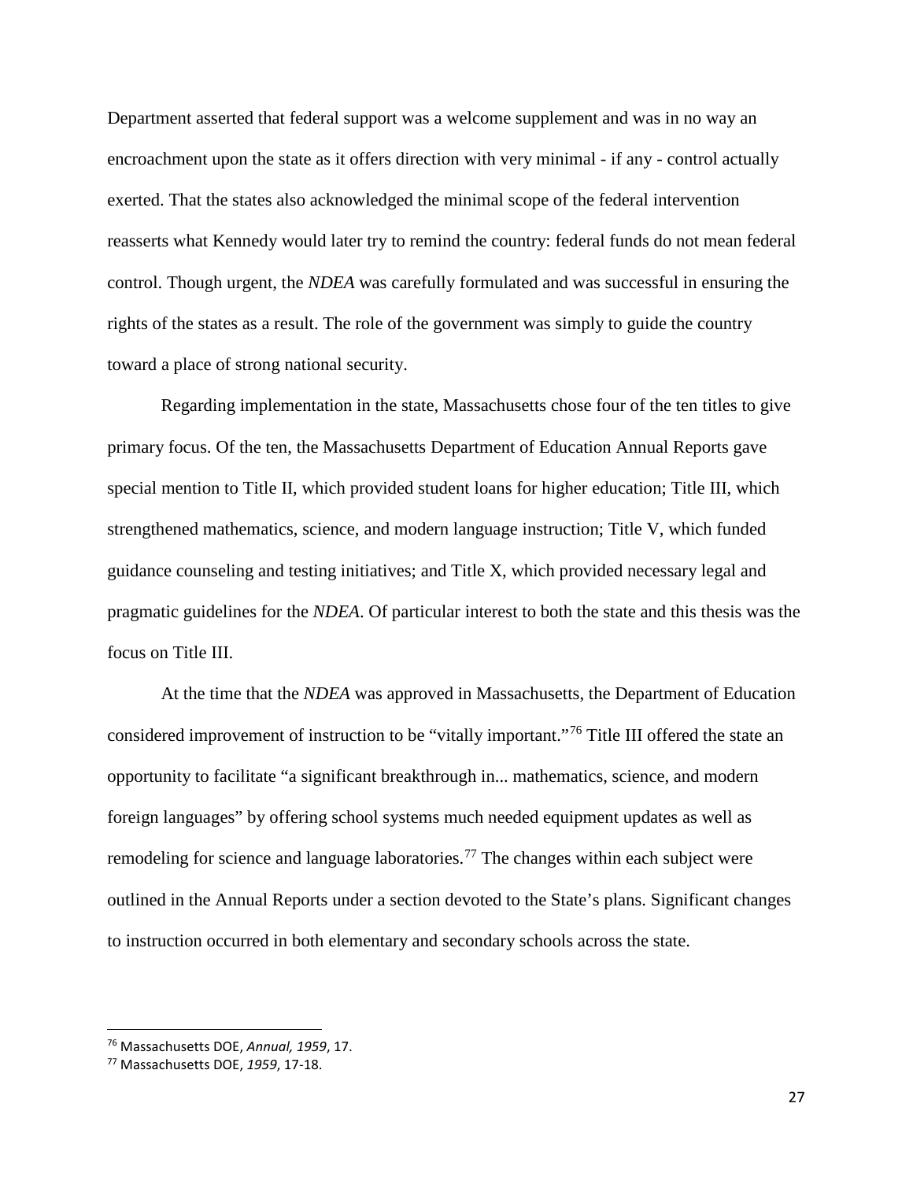Department asserted that federal support was a welcome supplement and was in no way an encroachment upon the state as it offers direction with very minimal - if any - control actually exerted. That the states also acknowledged the minimal scope of the federal intervention reasserts what Kennedy would later try to remind the country: federal funds do not mean federal control. Though urgent, the *NDEA* was carefully formulated and was successful in ensuring the rights of the states as a result. The role of the government was simply to guide the country toward a place of strong national security.

Regarding implementation in the state, Massachusetts chose four of the ten titles to give primary focus. Of the ten, the Massachusetts Department of Education Annual Reports gave special mention to Title II, which provided student loans for higher education; Title III, which strengthened mathematics, science, and modern language instruction; Title V, which funded guidance counseling and testing initiatives; and Title X, which provided necessary legal and pragmatic guidelines for the *NDEA*. Of particular interest to both the state and this thesis was the focus on Title III.

At the time that the *NDEA* was approved in Massachusetts, the Department of Education considered improvement of instruction to be "vitally important."[76] Title III offered the state an opportunity to facilitate "a significant breakthrough in... mathematics, science, and modern foreign languages" by offering school systems much needed equipment updates as well as remodeling for science and language laboratories.[77] The changes within each subject were outlined in the Annual Reports under a section devoted to the State's plans. Significant changes to instruction occurred in both elementary and secondary schools across the state.

---

[76] Massachusetts DOE, *Annual, 1959*, 17.

[77] Massachusetts DOE, *1959*, 17-18.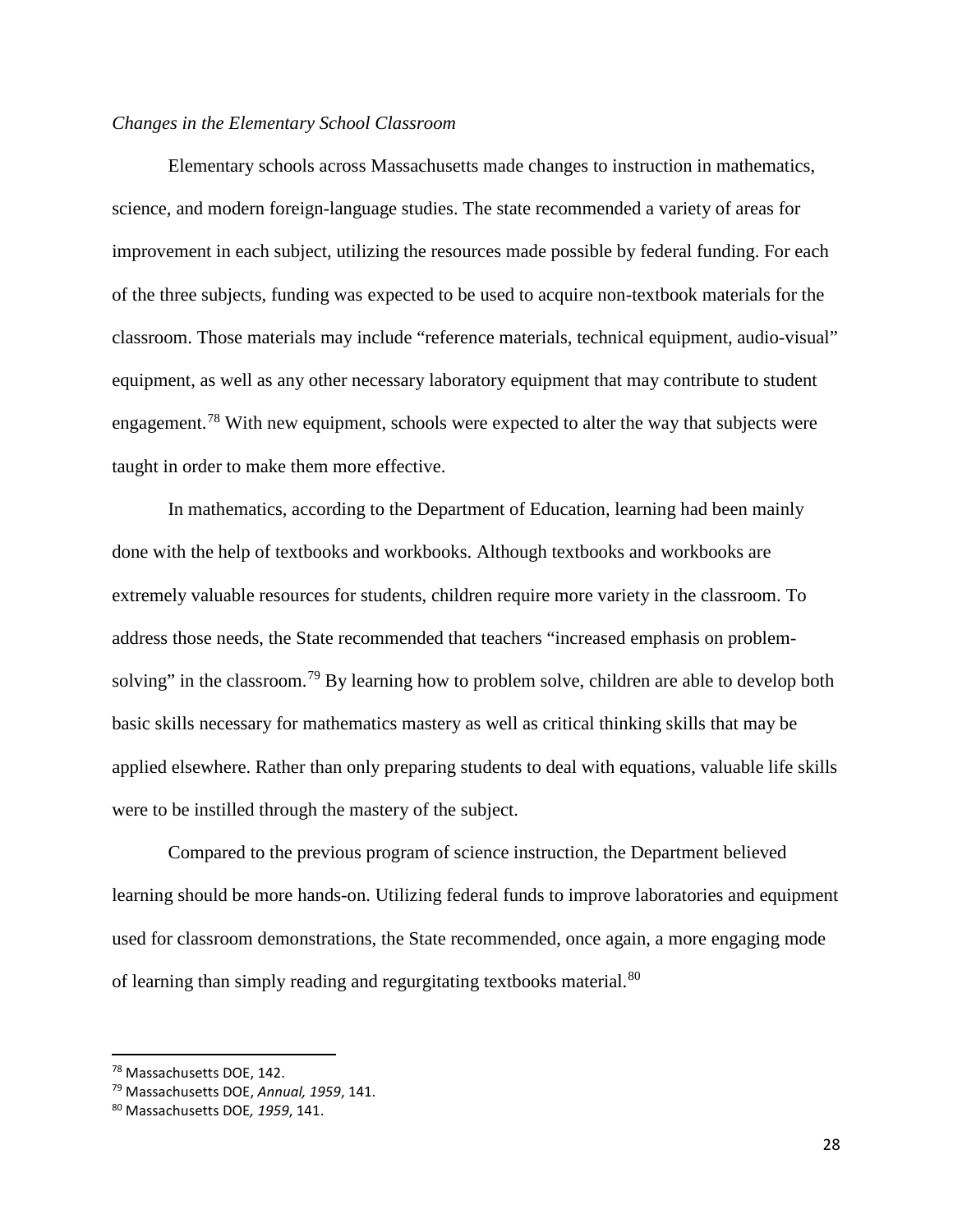*Changes in the Elementary School Classroom*

Elementary schools across Massachusetts made changes to instruction in mathematics, science, and modern foreign-language studies. The state recommended a variety of areas for improvement in each subject, utilizing the resources made possible by federal funding. For each of the three subjects, funding was expected to be used to acquire non-textbook materials for the classroom. Those materials may include "reference materials, technical equipment, audio-visual" equipment, as well as any other necessary laboratory equipment that may contribute to student engagement.[78] With new equipment, schools were expected to alter the way that subjects were taught in order to make them more effective.

In mathematics, according to the Department of Education, learning had been mainly done with the help of textbooks and workbooks. Although textbooks and workbooks are extremely valuable resources for students, children require more variety in the classroom. To address those needs, the State recommended that teachers "increased emphasis on problem-solving" in the classroom.[79] By learning how to problem solve, children are able to develop both basic skills necessary for mathematics mastery as well as critical thinking skills that may be applied elsewhere. Rather than only preparing students to deal with equations, valuable life skills were to be instilled through the mastery of the subject.

Compared to the previous program of science instruction, the Department believed learning should be more hands-on. Utilizing federal funds to improve laboratories and equipment used for classroom demonstrations, the State recommended, once again, a more engaging mode of learning than simply reading and regurgitating textbooks material.[80]

---

[78] Massachusetts DOE, 142.

[79] Massachusetts DOE, *Annual, 1959*, 141.

[80] Massachusetts DOE*, 1959*, 141.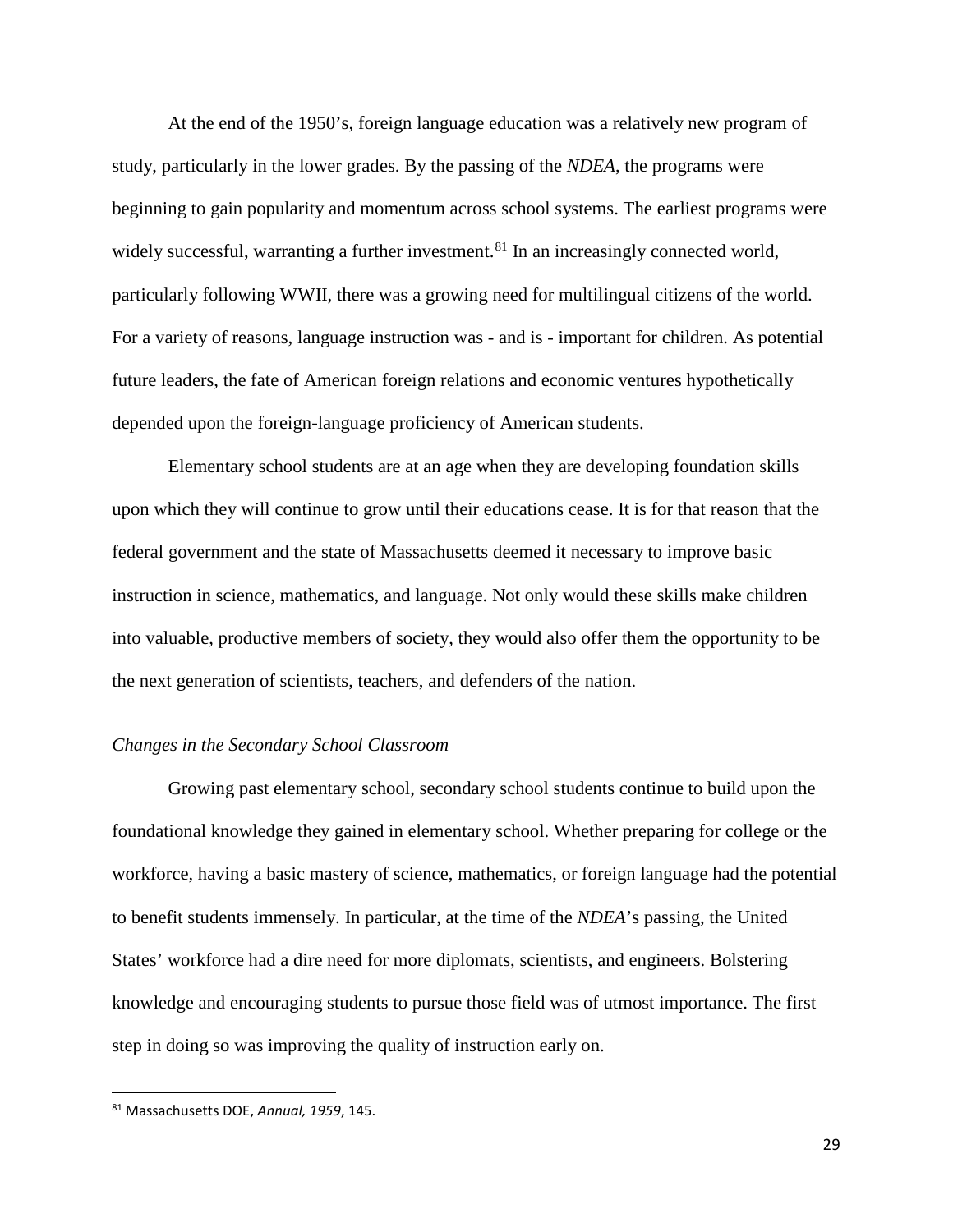At the end of the 1950's, foreign language education was a relatively new program of study, particularly in the lower grades. By the passing of the *NDEA*, the programs were beginning to gain popularity and momentum across school systems. The earliest programs were widely successful, warranting a further investment.[81] In an increasingly connected world, particularly following WWII, there was a growing need for multilingual citizens of the world. For a variety of reasons, language instruction was - and is - important for children. As potential future leaders, the fate of American foreign relations and economic ventures hypothetically depended upon the foreign-language proficiency of American students.

Elementary school students are at an age when they are developing foundation skills upon which they will continue to grow until their educations cease. It is for that reason that the federal government and the state of Massachusetts deemed it necessary to improve basic instruction in science, mathematics, and language. Not only would these skills make children into valuable, productive members of society, they would also offer them the opportunity to be the next generation of scientists, teachers, and defenders of the nation.

### *Changes in the Secondary School Classroom*

Growing past elementary school, secondary school students continue to build upon the foundational knowledge they gained in elementary school. Whether preparing for college or the workforce, having a basic mastery of science, mathematics, or foreign language had the potential to benefit students immensely. In particular, at the time of the *NDEA*'s passing, the United States' workforce had a dire need for more diplomats, scientists, and engineers. Bolstering knowledge and encouraging students to pursue those field was of utmost importance. The first step in doing so was improving the quality of instruction early on.

[81] Massachusetts DOE, *Annual, 1959*, 145.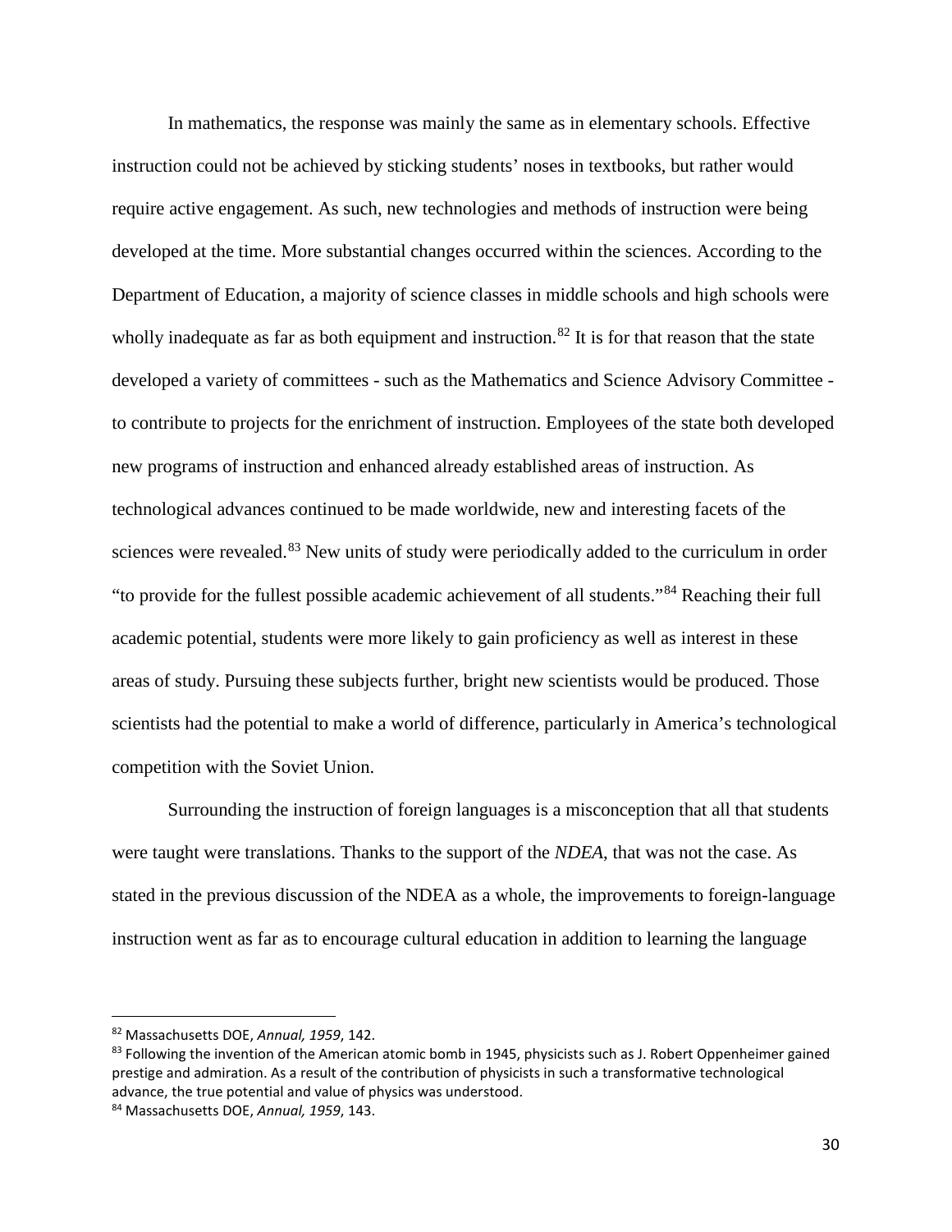In mathematics, the response was mainly the same as in elementary schools. Effective instruction could not be achieved by sticking students' noses in textbooks, but rather would require active engagement. As such, new technologies and methods of instruction were being developed at the time. More substantial changes occurred within the sciences. According to the Department of Education, a majority of science classes in middle schools and high schools were wholly inadequate as far as both equipment and instruction.[82] It is for that reason that the state developed a variety of committees - such as the Mathematics and Science Advisory Committee - to contribute to projects for the enrichment of instruction. Employees of the state both developed new programs of instruction and enhanced already established areas of instruction. As technological advances continued to be made worldwide, new and interesting facets of the sciences were revealed.[83] New units of study were periodically added to the curriculum in order "to provide for the fullest possible academic achievement of all students."[84] Reaching their full academic potential, students were more likely to gain proficiency as well as interest in these areas of study. Pursuing these subjects further, bright new scientists would be produced. Those scientists had the potential to make a world of difference, particularly in America's technological competition with the Soviet Union.

Surrounding the instruction of foreign languages is a misconception that all that students were taught were translations. Thanks to the support of the *NDEA*, that was not the case. As stated in the previous discussion of the NDEA as a whole, the improvements to foreign-language instruction went as far as to encourage cultural education in addition to learning the language

---

[82] Massachusetts DOE, *Annual, 1959*, 142.

[83] Following the invention of the American atomic bomb in 1945, physicists such as J. Robert Oppenheimer gained prestige and admiration. As a result of the contribution of physicists in such a transformative technological advance, the true potential and value of physics was understood.

[84] Massachusetts DOE, *Annual, 1959*, 143.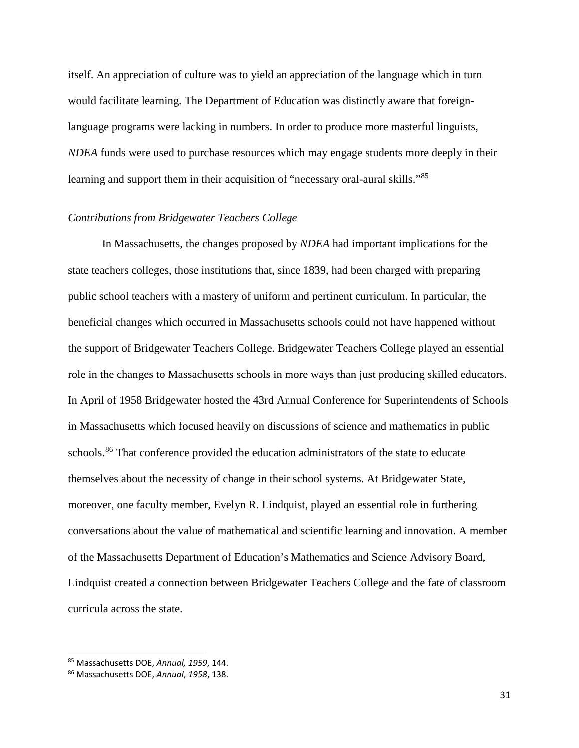itself. An appreciation of culture was to yield an appreciation of the language which in turn would facilitate learning. The Department of Education was distinctly aware that foreign-language programs were lacking in numbers. In order to produce more masterful linguists, *NDEA* funds were used to purchase resources which may engage students more deeply in their learning and support them in their acquisition of "necessary oral-aural skills."[85]

*Contributions from Bridgewater Teachers College*

In Massachusetts, the changes proposed by *NDEA* had important implications for the state teachers colleges, those institutions that, since 1839, had been charged with preparing public school teachers with a mastery of uniform and pertinent curriculum. In particular, the beneficial changes which occurred in Massachusetts schools could not have happened without the support of Bridgewater Teachers College. Bridgewater Teachers College played an essential role in the changes to Massachusetts schools in more ways than just producing skilled educators. In April of 1958 Bridgewater hosted the 43rd Annual Conference for Superintendents of Schools in Massachusetts which focused heavily on discussions of science and mathematics in public schools.[86] That conference provided the education administrators of the state to educate themselves about the necessity of change in their school systems. At Bridgewater State, moreover, one faculty member, Evelyn R. Lindquist, played an essential role in furthering conversations about the value of mathematical and scientific learning and innovation. A member of the Massachusetts Department of Education's Mathematics and Science Advisory Board, Lindquist created a connection between Bridgewater Teachers College and the fate of classroom curricula across the state.

---

[85] Massachusetts DOE, *Annual, 1959*, 144.

[86] Massachusetts DOE, *Annual*, *1958*, 138.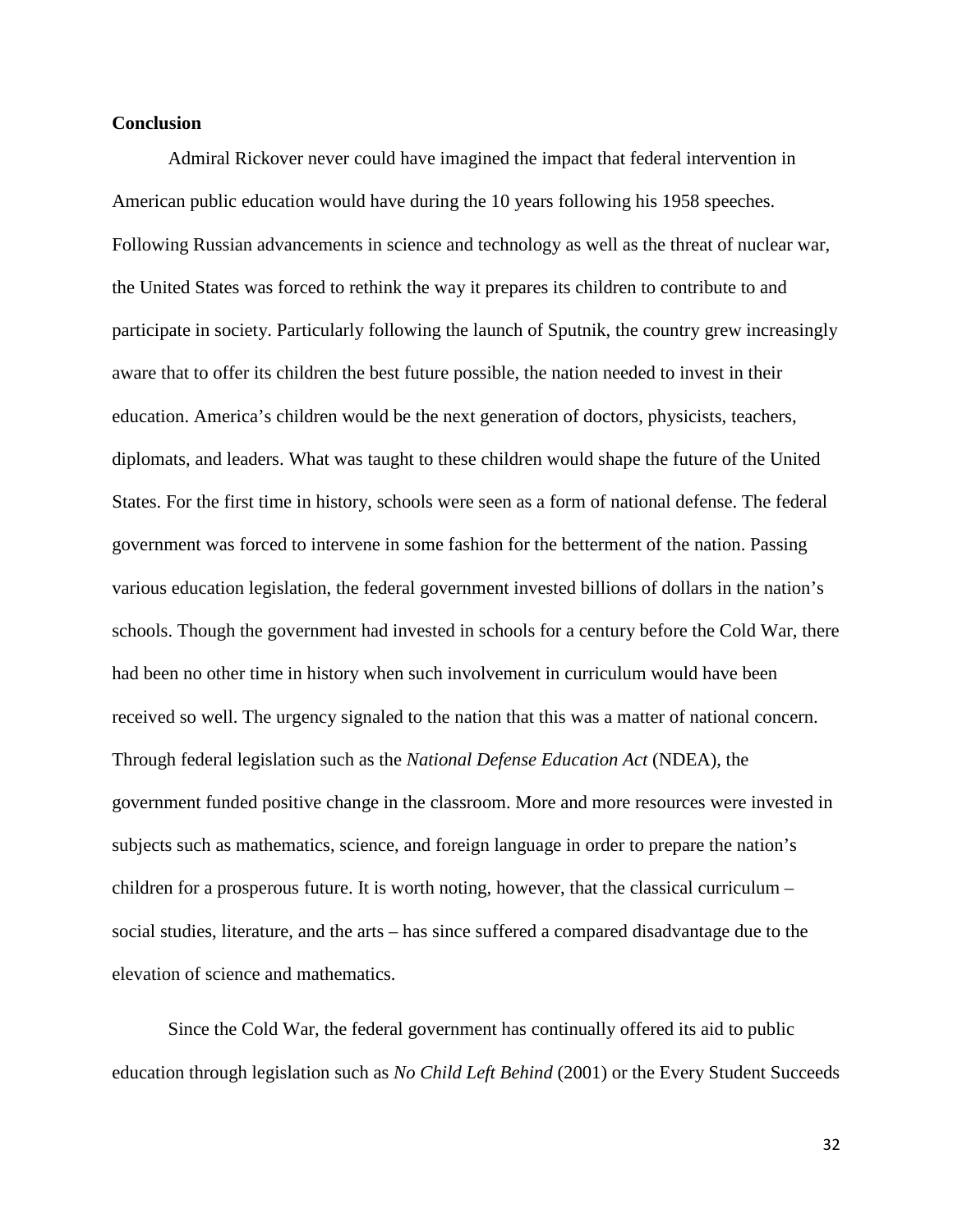**Conclusion**

Admiral Rickover never could have imagined the impact that federal intervention in American public education would have during the 10 years following his 1958 speeches. Following Russian advancements in science and technology as well as the threat of nuclear war, the United States was forced to rethink the way it prepares its children to contribute to and participate in society. Particularly following the launch of Sputnik, the country grew increasingly aware that to offer its children the best future possible, the nation needed to invest in their education. America's children would be the next generation of doctors, physicists, teachers, diplomats, and leaders. What was taught to these children would shape the future of the United States. For the first time in history, schools were seen as a form of national defense. The federal government was forced to intervene in some fashion for the betterment of the nation. Passing various education legislation, the federal government invested billions of dollars in the nation's schools. Though the government had invested in schools for a century before the Cold War, there had been no other time in history when such involvement in curriculum would have been received so well. The urgency signaled to the nation that this was a matter of national concern. Through federal legislation such as the *National Defense Education Act* (NDEA), the government funded positive change in the classroom. More and more resources were invested in subjects such as mathematics, science, and foreign language in order to prepare the nation's children for a prosperous future. It is worth noting, however, that the classical curriculum – social studies, literature, and the arts – has since suffered a compared disadvantage due to the elevation of science and mathematics.

Since the Cold War, the federal government has continually offered its aid to public education through legislation such as *No Child Left Behind* (2001) or the Every Student Succeeds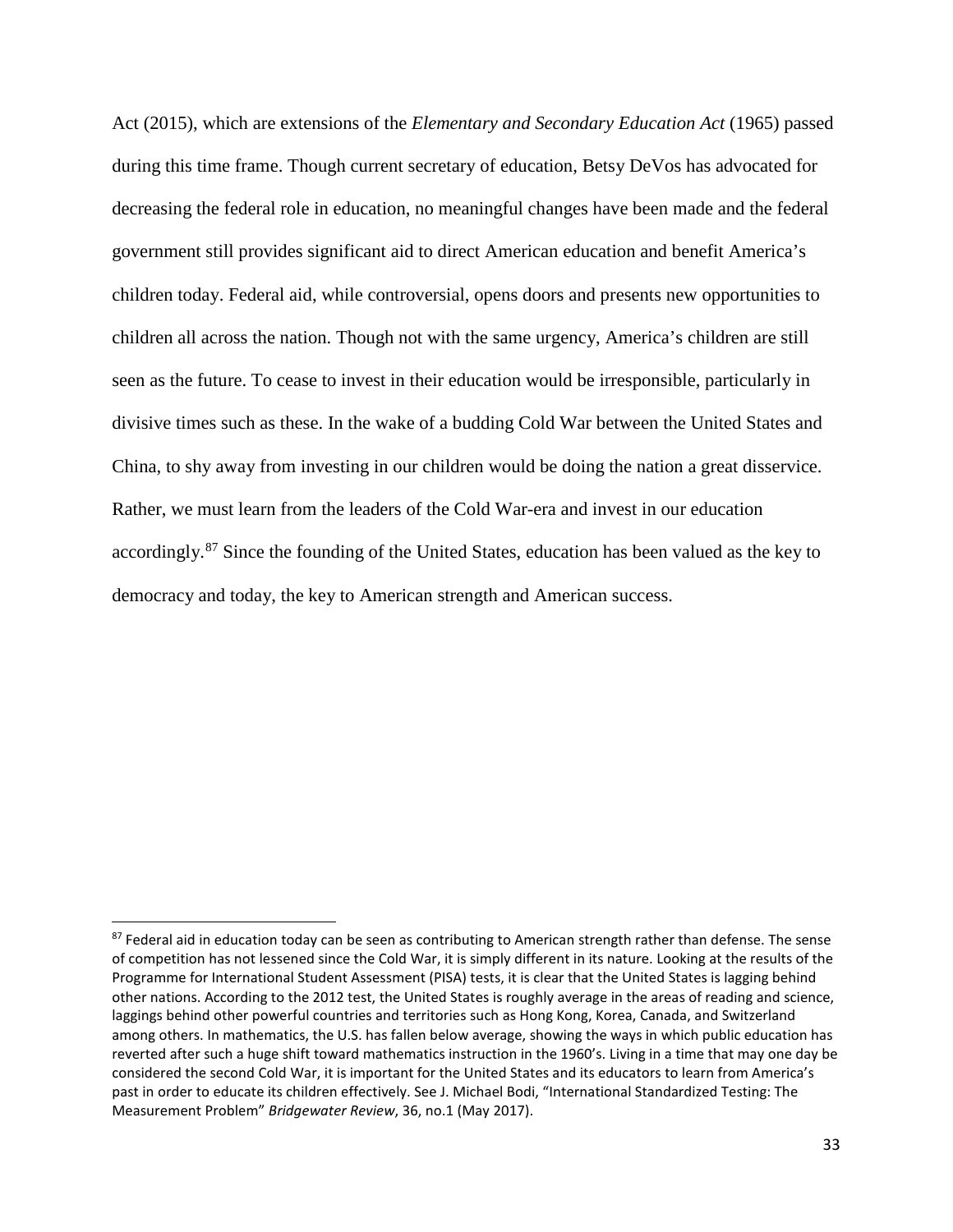Act (2015), which are extensions of the *Elementary and Secondary Education Act* (1965) passed during this time frame. Though current secretary of education, Betsy DeVos has advocated for decreasing the federal role in education, no meaningful changes have been made and the federal government still provides significant aid to direct American education and benefit America's children today. Federal aid, while controversial, opens doors and presents new opportunities to children all across the nation. Though not with the same urgency, America's children are still seen as the future. To cease to invest in their education would be irresponsible, particularly in divisive times such as these. In the wake of a budding Cold War between the United States and China, to shy away from investing in our children would be doing the nation a great disservice. Rather, we must learn from the leaders of the Cold War-era and invest in our education accordingly.[87] Since the founding of the United States, education has been valued as the key to democracy and today, the key to American strength and American success.

---

[87] Federal aid in education today can be seen as contributing to American strength rather than defense. The sense of competition has not lessened since the Cold War, it is simply different in its nature. Looking at the results of the Programme for International Student Assessment (PISA) tests, it is clear that the United States is lagging behind other nations. According to the 2012 test, the United States is roughly average in the areas of reading and science, laggings behind other powerful countries and territories such as Hong Kong, Korea, Canada, and Switzerland among others. In mathematics, the U.S. has fallen below average, showing the ways in which public education has reverted after such a huge shift toward mathematics instruction in the 1960's. Living in a time that may one day be considered the second Cold War, it is important for the United States and its educators to learn from America's past in order to educate its children effectively. See J. Michael Bodi, "International Standardized Testing: The Measurement Problem" *Bridgewater Review*, 36, no.1 (May 2017).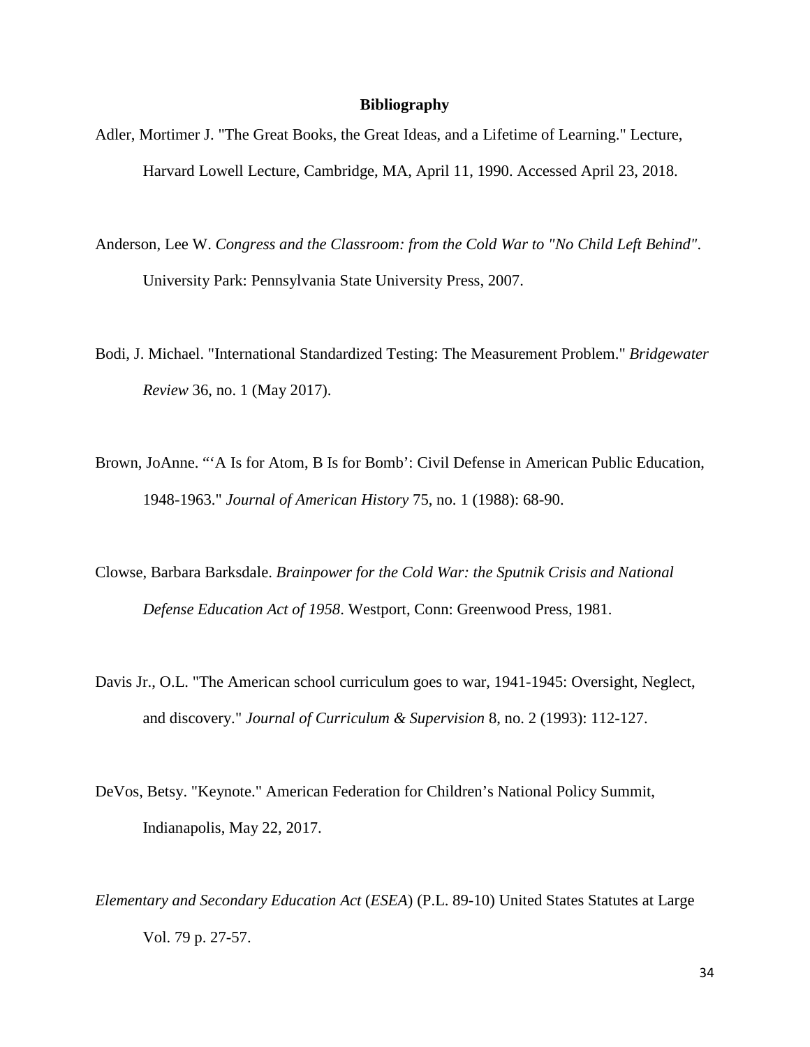**Bibliography**

Adler, Mortimer J. "The Great Books, the Great Ideas, and a Lifetime of Learning." Lecture, Harvard Lowell Lecture, Cambridge, MA, April 11, 1990. Accessed April 23, 2018.

Anderson, Lee W. *Congress and the Classroom: from the Cold War to "No Child Left Behind"*. University Park: Pennsylvania State University Press, 2007.

Bodi, J. Michael. "International Standardized Testing: The Measurement Problem." *Bridgewater Review* 36, no. 1 (May 2017).

Brown, JoAnne. "'A Is for Atom, B Is for Bomb': Civil Defense in American Public Education, 1948-1963." *Journal of American History* 75, no. 1 (1988): 68-90.

Clowse, Barbara Barksdale. *Brainpower for the Cold War: the Sputnik Crisis and National Defense Education Act of 1958*. Westport, Conn: Greenwood Press, 1981.

Davis Jr., O.L. "The American school curriculum goes to war, 1941-1945: Oversight, Neglect, and discovery." *Journal of Curriculum & Supervision* 8, no. 2 (1993): 112-127.

DeVos, Betsy. "Keynote." American Federation for Children's National Policy Summit, Indianapolis, May 22, 2017.

*Elementary and Secondary Education Act* (*ESEA*) (P.L. 89-10) United States Statutes at Large Vol. 79 p. 27-57.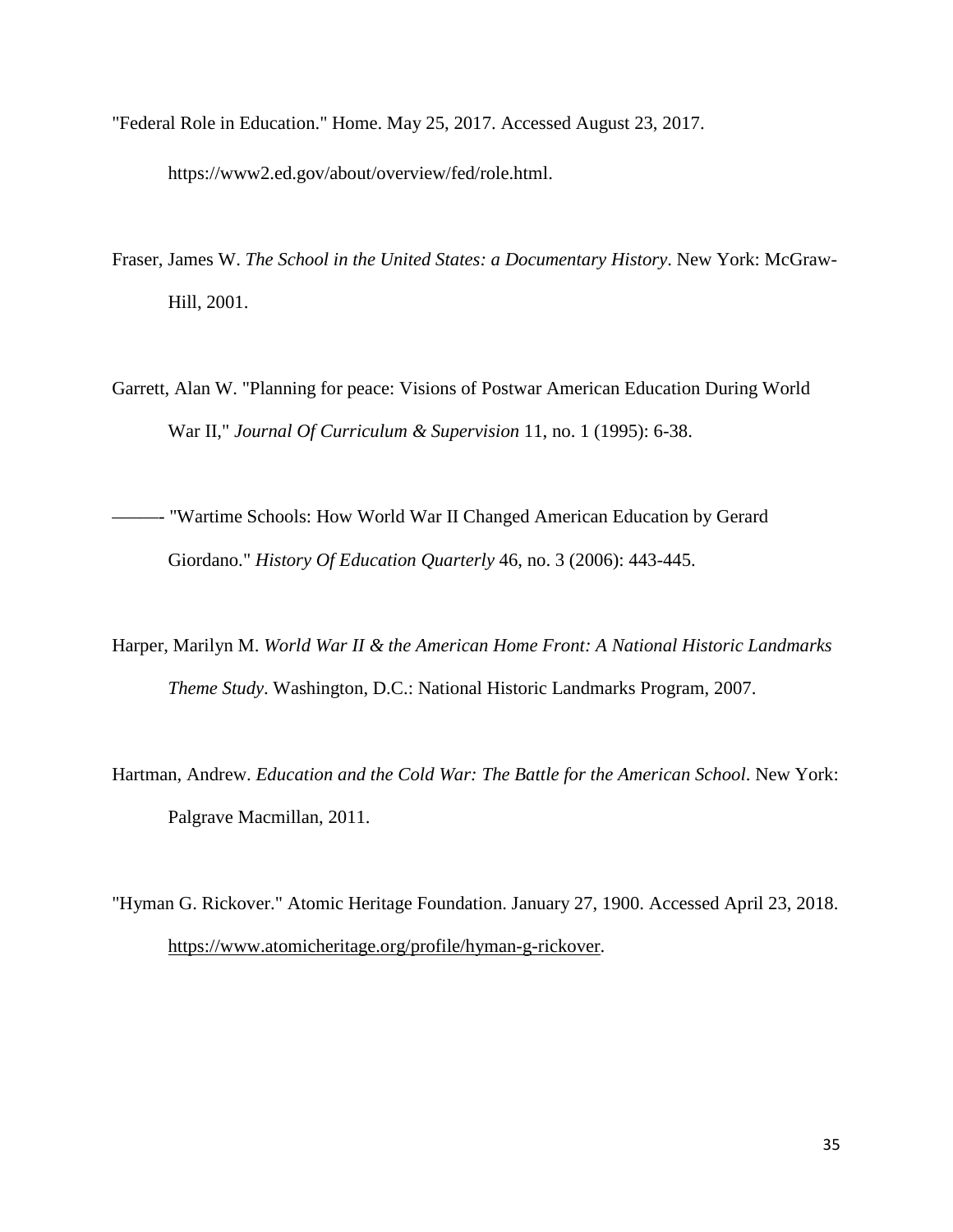"Federal Role in Education." Home. May 25, 2017. Accessed August 23, 2017. https://www2.ed.gov/about/overview/fed/role.html.

Fraser, James W. *The School in the United States: a Documentary History*. New York: McGraw-Hill, 2001.

Garrett, Alan W. "Planning for peace: Visions of Postwar American Education During World War II," *Journal Of Curriculum & Supervision* 11, no. 1 (1995): 6-38.

———- "Wartime Schools: How World War II Changed American Education by Gerard Giordano." *History Of Education Quarterly* 46, no. 3 (2006): 443-445.

Harper, Marilyn M. *World War II & the American Home Front: A National Historic Landmarks Theme Study*. Washington, D.C.: National Historic Landmarks Program, 2007.

Hartman, Andrew. *Education and the Cold War: The Battle for the American School*. New York: Palgrave Macmillan, 2011.

"Hyman G. Rickover." Atomic Heritage Foundation. January 27, 1900. Accessed April 23, 2018. https://www.atomicheritage.org/profile/hyman-g-rickover.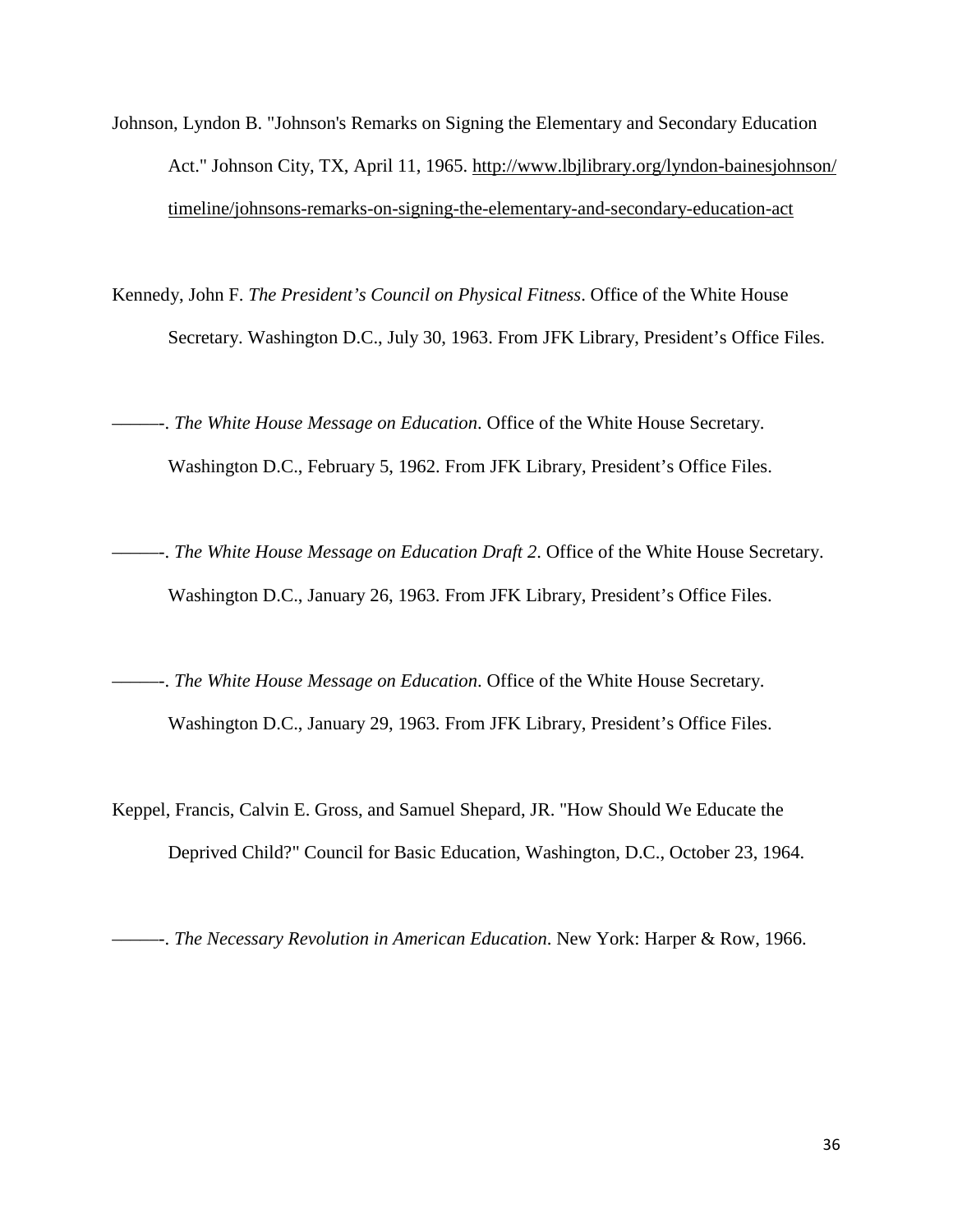Johnson, Lyndon B. "Johnson's Remarks on Signing the Elementary and Secondary Education Act." Johnson City, TX, April 11, 1965. http://www.lbjlibrary.org/lyndon-bainesjohnson/timeline/johnsons-remarks-on-signing-the-elementary-and-secondary-education-act

Kennedy, John F. *The President's Council on Physical Fitness*. Office of the White House Secretary. Washington D.C., July 30, 1963. From JFK Library, President's Office Files.

———-. *The White House Message on Education*. Office of the White House Secretary. Washington D.C., February 5, 1962. From JFK Library, President's Office Files.

———-. *The White House Message on Education Draft 2*. Office of the White House Secretary. Washington D.C., January 26, 1963. From JFK Library, President's Office Files.

———-. *The White House Message on Education*. Office of the White House Secretary. Washington D.C., January 29, 1963. From JFK Library, President's Office Files.

Keppel, Francis, Calvin E. Gross, and Samuel Shepard, JR. "How Should We Educate the Deprived Child?" Council for Basic Education, Washington, D.C., October 23, 1964.

———-. *The Necessary Revolution in American Education*. New York: Harper & Row, 1966.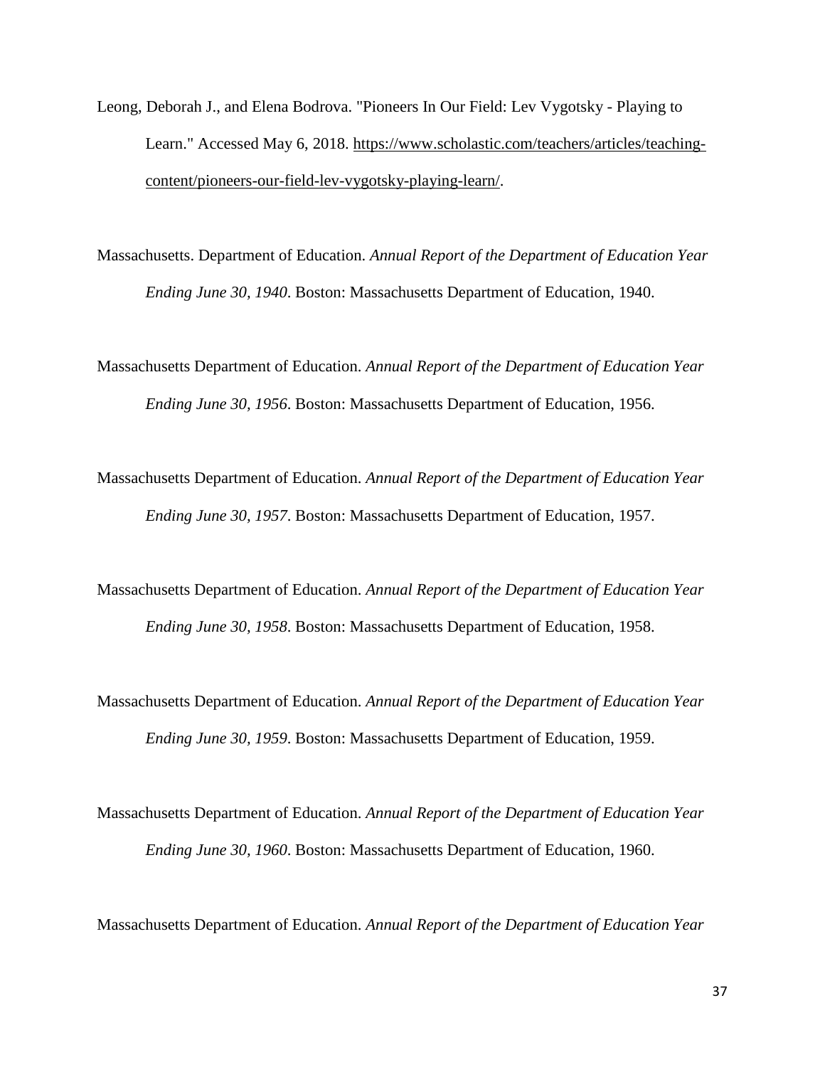Leong, Deborah J., and Elena Bodrova. "Pioneers In Our Field: Lev Vygotsky - Playing to Learn." Accessed May 6, 2018. https://www.scholastic.com/teachers/articles/teaching-content/pioneers-our-field-lev-vygotsky-playing-learn/.

Massachusetts. Department of Education. *Annual Report of the Department of Education Year Ending June 30, 1940*. Boston: Massachusetts Department of Education, 1940.

Massachusetts Department of Education. *Annual Report of the Department of Education Year Ending June 30, 1956*. Boston: Massachusetts Department of Education, 1956.

Massachusetts Department of Education. *Annual Report of the Department of Education Year Ending June 30, 1957*. Boston: Massachusetts Department of Education, 1957.

Massachusetts Department of Education. *Annual Report of the Department of Education Year Ending June 30, 1958*. Boston: Massachusetts Department of Education, 1958.

Massachusetts Department of Education. *Annual Report of the Department of Education Year Ending June 30, 1959*. Boston: Massachusetts Department of Education, 1959.

Massachusetts Department of Education. *Annual Report of the Department of Education Year Ending June 30, 1960*. Boston: Massachusetts Department of Education, 1960.

Massachusetts Department of Education. *Annual Report of the Department of Education Year*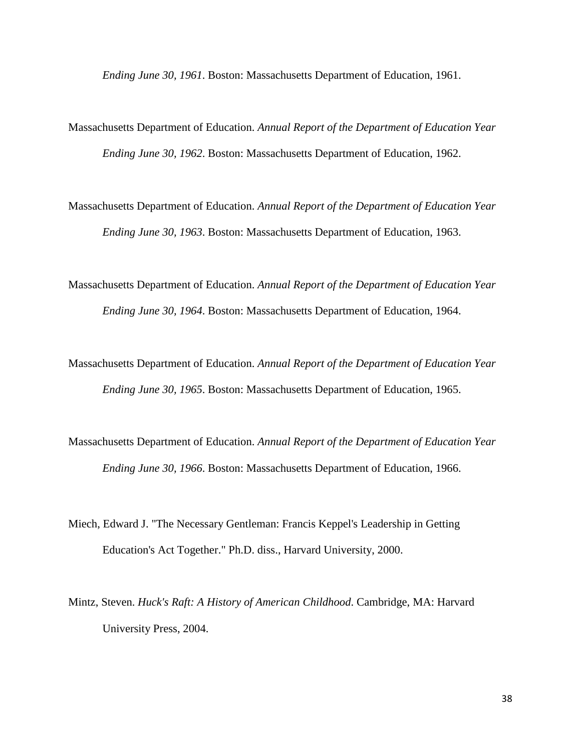*Ending June 30, 1961*. Boston: Massachusetts Department of Education, 1961.

Massachusetts Department of Education. *Annual Report of the Department of Education Year Ending June 30, 1962*. Boston: Massachusetts Department of Education, 1962.

Massachusetts Department of Education. *Annual Report of the Department of Education Year Ending June 30, 1963*. Boston: Massachusetts Department of Education, 1963.

Massachusetts Department of Education. *Annual Report of the Department of Education Year Ending June 30, 1964*. Boston: Massachusetts Department of Education, 1964.

Massachusetts Department of Education. *Annual Report of the Department of Education Year Ending June 30, 1965*. Boston: Massachusetts Department of Education, 1965.

Massachusetts Department of Education. *Annual Report of the Department of Education Year Ending June 30, 1966*. Boston: Massachusetts Department of Education, 1966.

Miech, Edward J. "The Necessary Gentleman: Francis Keppel's Leadership in Getting Education's Act Together." Ph.D. diss., Harvard University, 2000.

Mintz, Steven. *Huck's Raft: A History of American Childhood*. Cambridge, MA: Harvard University Press, 2004.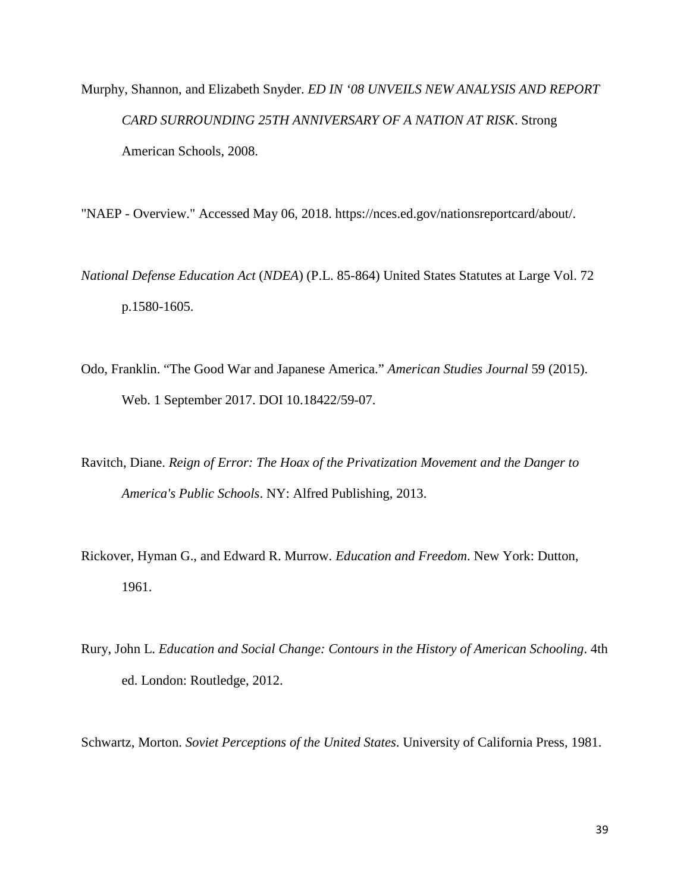Murphy, Shannon, and Elizabeth Snyder. *ED IN '08 UNVEILS NEW ANALYSIS AND REPORT CARD SURROUNDING 25TH ANNIVERSARY OF A NATION AT RISK*. Strong American Schools, 2008.

"NAEP - Overview." Accessed May 06, 2018. https://nces.ed.gov/nationsreportcard/about/.

*National Defense Education Act* (*NDEA*) (P.L. 85-864) United States Statutes at Large Vol. 72 p.1580-1605.

Odo, Franklin. "The Good War and Japanese America." *American Studies Journal* 59 (2015). Web. 1 September 2017. DOI 10.18422/59-07.

Ravitch, Diane. *Reign of Error: The Hoax of the Privatization Movement and the Danger to America's Public Schools*. NY: Alfred Publishing, 2013.

Rickover, Hyman G., and Edward R. Murrow. *Education and Freedom*. New York: Dutton, 1961.

Rury, John L. *Education and Social Change: Contours in the History of American Schooling*. 4th ed. London: Routledge, 2012.

Schwartz, Morton. *Soviet Perceptions of the United States*. University of California Press, 1981.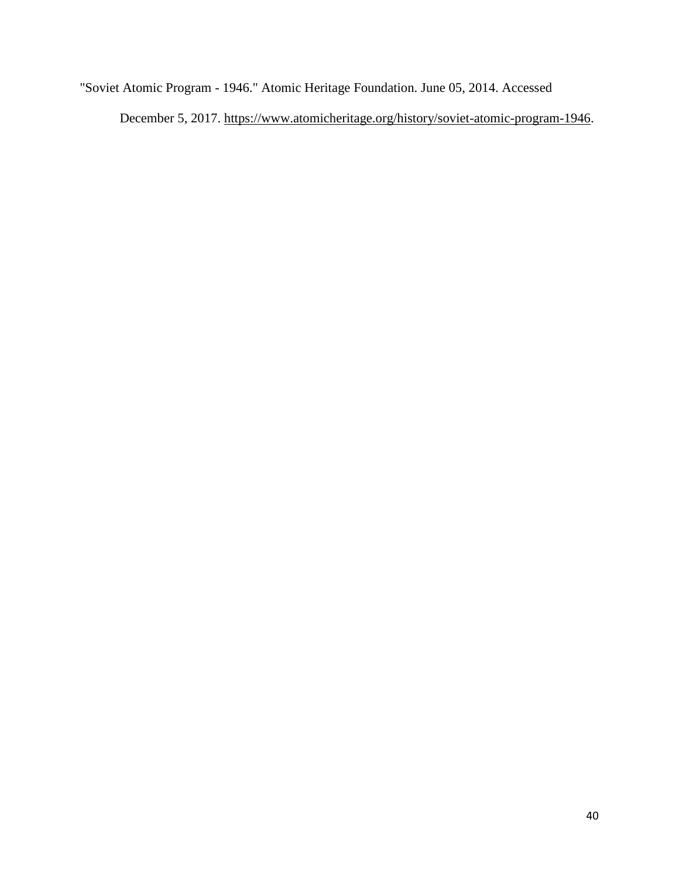"Soviet Atomic Program - 1946." Atomic Heritage Foundation. June 05, 2014. Accessed December 5, 2017. https://www.atomicheritage.org/history/soviet-atomic-program-1946.